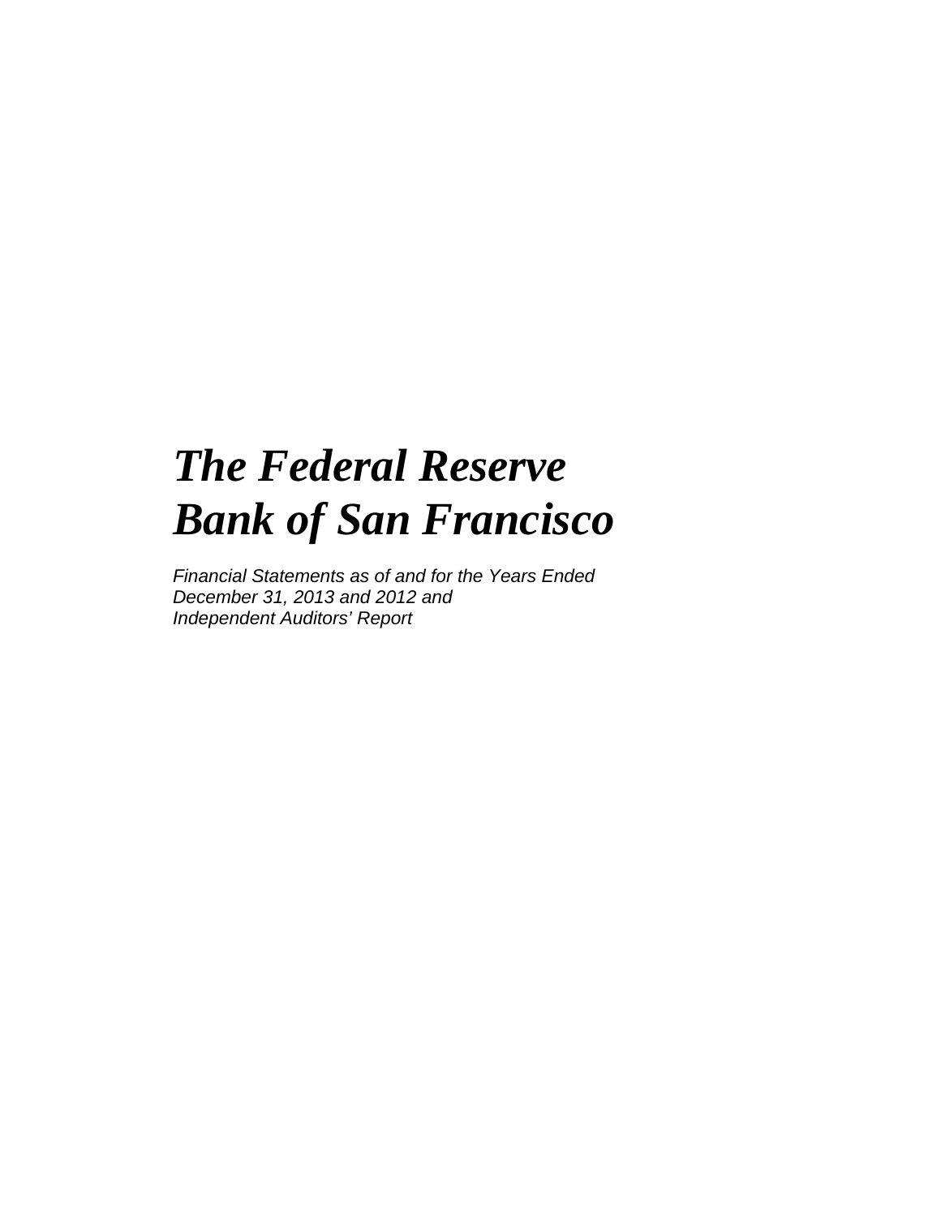# *The Federal Reserve Bank of San Francisco*

*Financial Statements as of and for the Years Ended December 31, 2013 and 2012 and Independent Auditors' Report*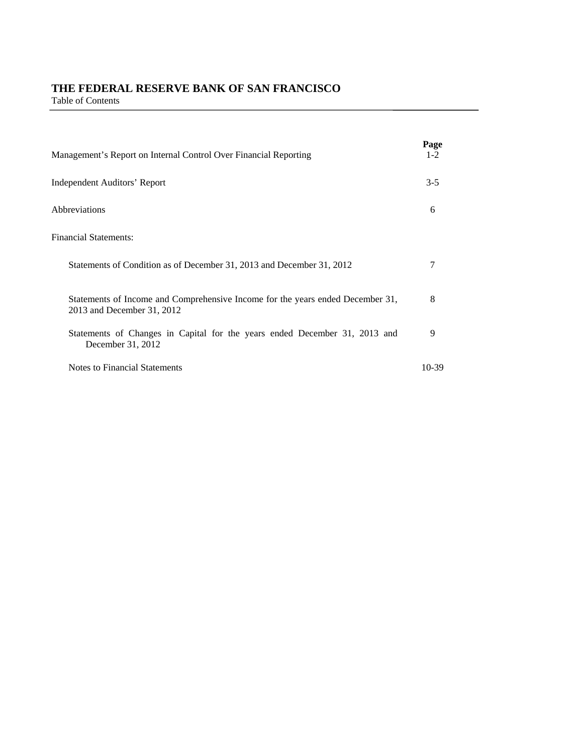# THE FEDERAL RESERVE BANK OF SAN FRANCISCO

Table of Contents

| | Page |
|---|---|
| Management's Report on Internal Control Over Financial Reporting | 1-2 |
| Independent Auditors' Report | 3-5 |
| Abbreviations | 6 |
| Financial Statements: | |
| Statements of Condition as of December 31, 2013 and December 31, 2012 | 7 |
| Statements of Income and Comprehensive Income for the years ended December 31, 2013 and December 31, 2012 | 8 |
| Statements of Changes in Capital for the years ended December 31, 2013 and December 31, 2012 | 9 |
| Notes to Financial Statements | 10-39 |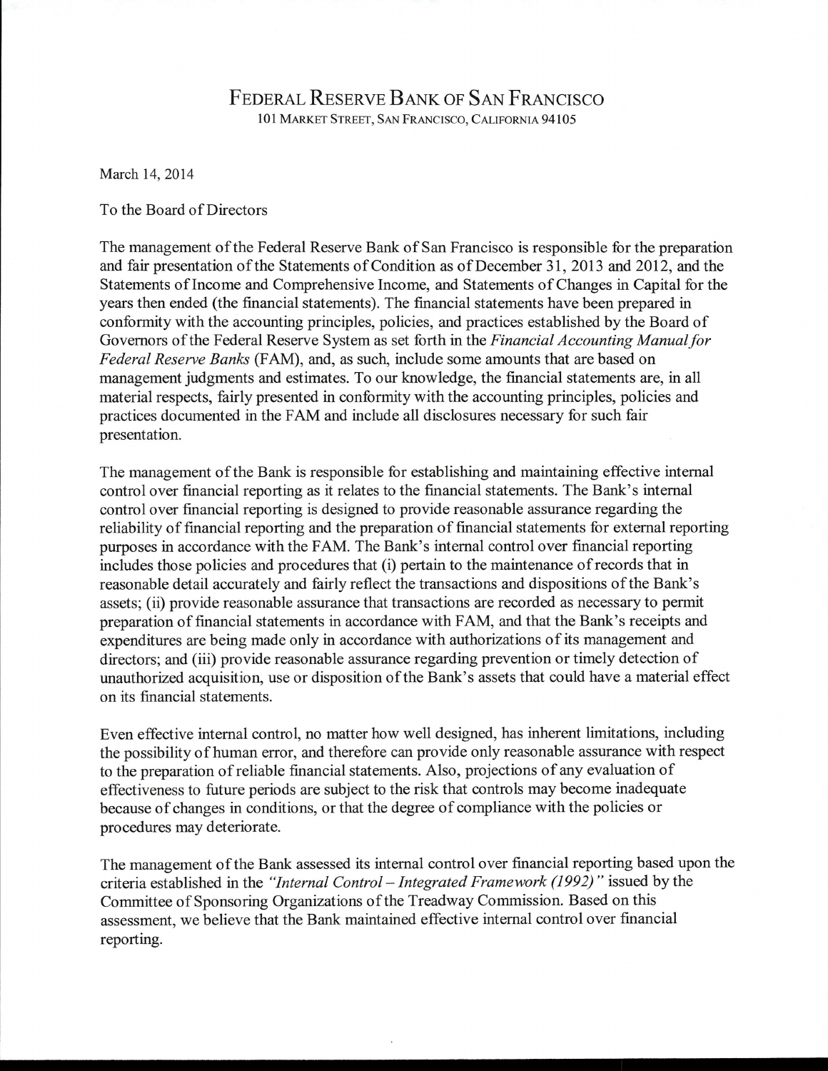# Federal Reserve Bank of San Francisco

101 Market Street, San Francisco, California 94105

March 14, 2014

To the Board of Directors

The management of the Federal Reserve Bank of San Francisco is responsible for the preparation and fair presentation of the Statements of Condition as of December 31, 2013 and 2012, and the Statements of Income and Comprehensive Income, and Statements of Changes in Capital for the years then ended (the financial statements). The financial statements have been prepared in conformity with the accounting principles, policies, and practices established by the Board of Governors of the Federal Reserve System as set forth in the *Financial Accounting Manual for Federal Reserve Banks* (FAM), and, as such, include some amounts that are based on management judgments and estimates. To our knowledge, the financial statements are, in all material respects, fairly presented in conformity with the accounting principles, policies and practices documented in the FAM and include all disclosures necessary for such fair presentation.

The management of the Bank is responsible for establishing and maintaining effective internal control over financial reporting as it relates to the financial statements. The Bank's internal control over financial reporting is designed to provide reasonable assurance regarding the reliability of financial reporting and the preparation of financial statements for external reporting purposes in accordance with the FAM. The Bank's internal control over financial reporting includes those policies and procedures that (i) pertain to the maintenance of records that in reasonable detail accurately and fairly reflect the transactions and dispositions of the Bank's assets; (ii) provide reasonable assurance that transactions are recorded as necessary to permit preparation of financial statements in accordance with FAM, and that the Bank's receipts and expenditures are being made only in accordance with authorizations of its management and directors; and (iii) provide reasonable assurance regarding prevention or timely detection of unauthorized acquisition, use or disposition of the Bank's assets that could have a material effect on its financial statements.

Even effective internal control, no matter how well designed, has inherent limitations, including the possibility of human error, and therefore can provide only reasonable assurance with respect to the preparation of reliable financial statements. Also, projections of any evaluation of effectiveness to future periods are subject to the risk that controls may become inadequate because of changes in conditions, or that the degree of compliance with the policies or procedures may deteriorate.

The management of the Bank assessed its internal control over financial reporting based upon the criteria established in the *"Internal Control – Integrated Framework (1992)"* issued by the Committee of Sponsoring Organizations of the Treadway Commission. Based on this assessment, we believe that the Bank maintained effective internal control over financial reporting.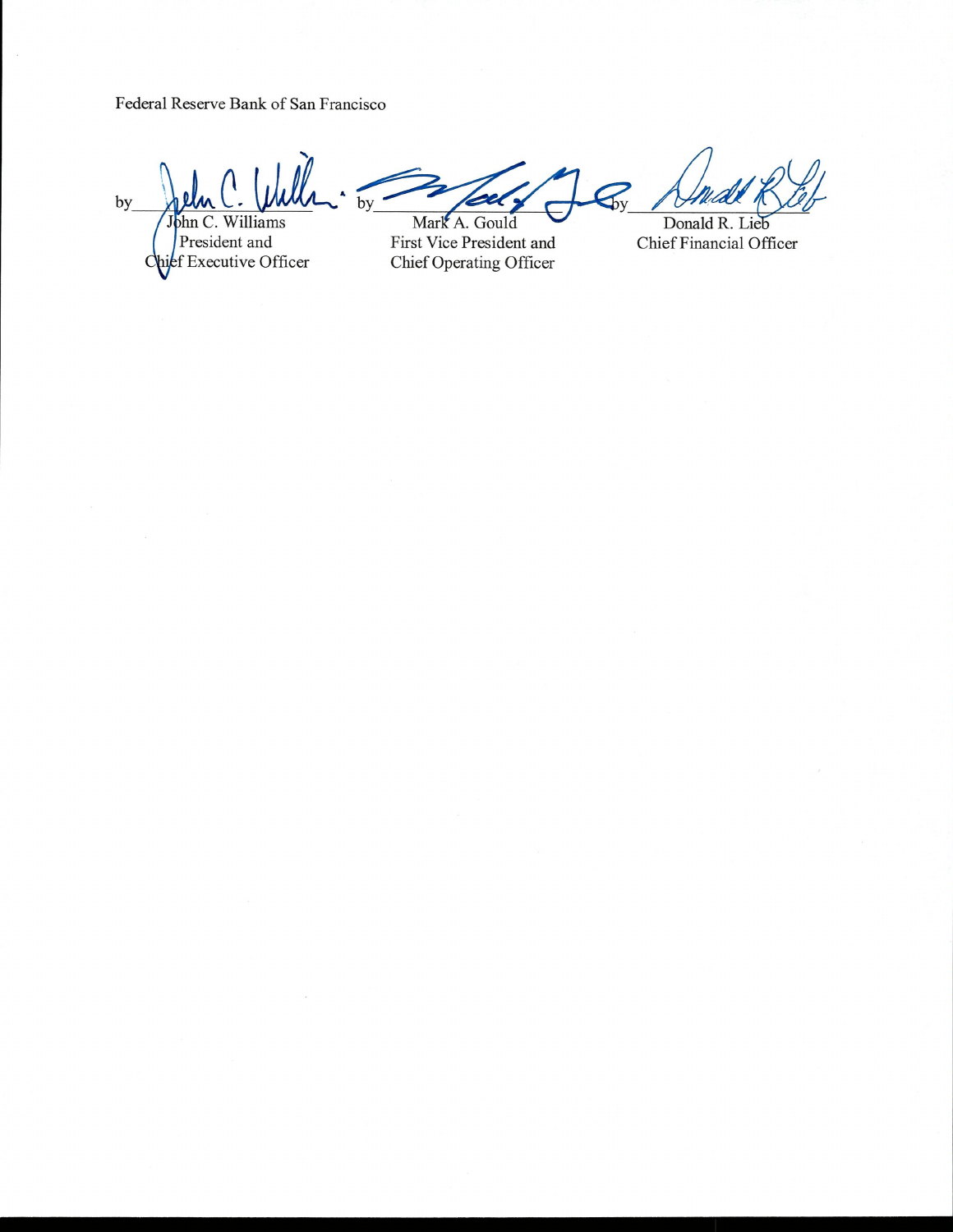Federal Reserve Bank of San Francisco

| by ______________ | by ______________ | by ______________ |
| --- | --- | --- |
| John C. Williams | Mark A. Gould | Donald R. Lieb |
| President and Chief Executive Officer | First Vice President and Chief Operating Officer | Chief Financial Officer |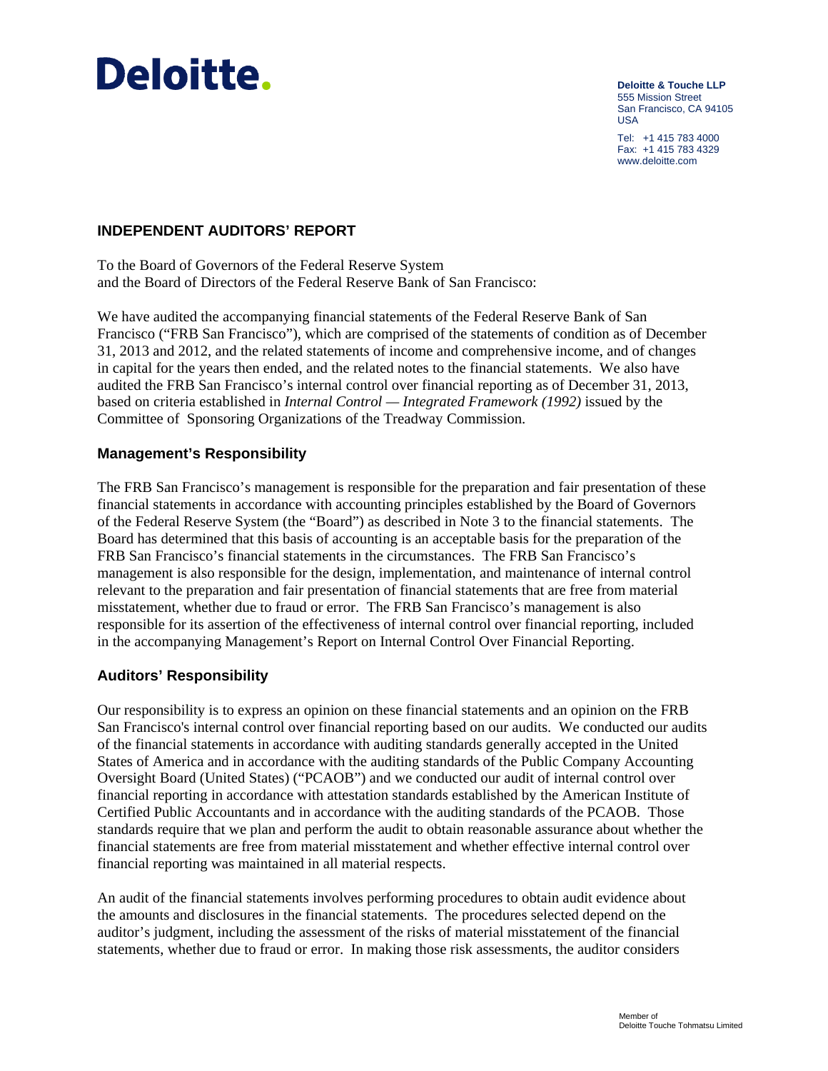Deloitte.

**Deloitte & Touche LLP**
555 Mission Street
San Francisco, CA 94105
USA

Tel: +1 415 783 4000
Fax: +1 415 783 4329
www.deloitte.com

## INDEPENDENT AUDITORS' REPORT

To the Board of Governors of the Federal Reserve System
and the Board of Directors of the Federal Reserve Bank of San Francisco:

We have audited the accompanying financial statements of the Federal Reserve Bank of San Francisco ("FRB San Francisco"), which are comprised of the statements of condition as of December 31, 2013 and 2012, and the related statements of income and comprehensive income, and of changes in capital for the years then ended, and the related notes to the financial statements. We also have audited the FRB San Francisco's internal control over financial reporting as of December 31, 2013, based on criteria established in *Internal Control — Integrated Framework (1992)* issued by the Committee of Sponsoring Organizations of the Treadway Commission.

### Management's Responsibility

The FRB San Francisco's management is responsible for the preparation and fair presentation of these financial statements in accordance with accounting principles established by the Board of Governors of the Federal Reserve System (the "Board") as described in Note 3 to the financial statements. The Board has determined that this basis of accounting is an acceptable basis for the preparation of the FRB San Francisco's financial statements in the circumstances. The FRB San Francisco's management is also responsible for the design, implementation, and maintenance of internal control relevant to the preparation and fair presentation of financial statements that are free from material misstatement, whether due to fraud or error. The FRB San Francisco's management is also responsible for its assertion of the effectiveness of internal control over financial reporting, included in the accompanying Management's Report on Internal Control Over Financial Reporting.

### Auditors' Responsibility

Our responsibility is to express an opinion on these financial statements and an opinion on the FRB San Francisco's internal control over financial reporting based on our audits. We conducted our audits of the financial statements in accordance with auditing standards generally accepted in the United States of America and in accordance with the auditing standards of the Public Company Accounting Oversight Board (United States) ("PCAOB") and we conducted our audit of internal control over financial reporting in accordance with attestation standards established by the American Institute of Certified Public Accountants and in accordance with the auditing standards of the PCAOB. Those standards require that we plan and perform the audit to obtain reasonable assurance about whether the financial statements are free from material misstatement and whether effective internal control over financial reporting was maintained in all material respects.

An audit of the financial statements involves performing procedures to obtain audit evidence about the amounts and disclosures in the financial statements. The procedures selected depend on the auditor's judgment, including the assessment of the risks of material misstatement of the financial statements, whether due to fraud or error. In making those risk assessments, the auditor considers

Member of
Deloitte Touche Tohmatsu Limited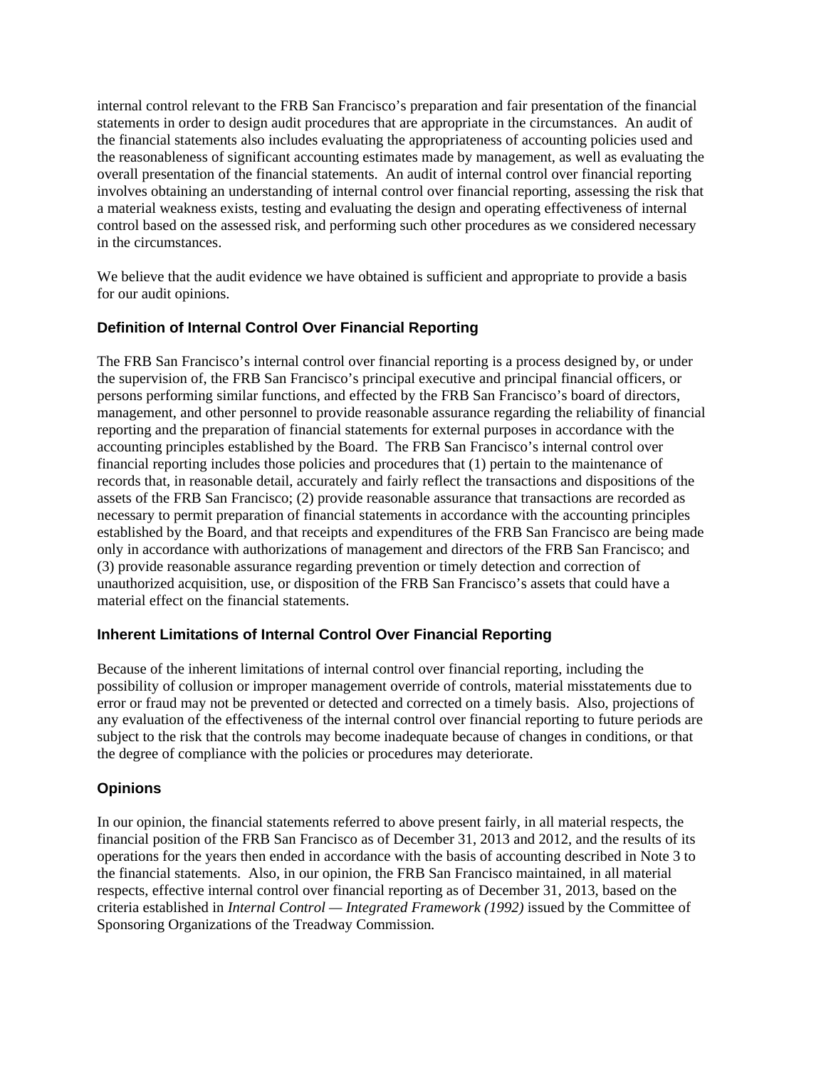internal control relevant to the FRB San Francisco's preparation and fair presentation of the financial statements in order to design audit procedures that are appropriate in the circumstances. An audit of the financial statements also includes evaluating the appropriateness of accounting policies used and the reasonableness of significant accounting estimates made by management, as well as evaluating the overall presentation of the financial statements. An audit of internal control over financial reporting involves obtaining an understanding of internal control over financial reporting, assessing the risk that a material weakness exists, testing and evaluating the design and operating effectiveness of internal control based on the assessed risk, and performing such other procedures as we considered necessary in the circumstances.

We believe that the audit evidence we have obtained is sufficient and appropriate to provide a basis for our audit opinions.

### Definition of Internal Control Over Financial Reporting

The FRB San Francisco's internal control over financial reporting is a process designed by, or under the supervision of, the FRB San Francisco's principal executive and principal financial officers, or persons performing similar functions, and effected by the FRB San Francisco's board of directors, management, and other personnel to provide reasonable assurance regarding the reliability of financial reporting and the preparation of financial statements for external purposes in accordance with the accounting principles established by the Board. The FRB San Francisco's internal control over financial reporting includes those policies and procedures that (1) pertain to the maintenance of records that, in reasonable detail, accurately and fairly reflect the transactions and dispositions of the assets of the FRB San Francisco; (2) provide reasonable assurance that transactions are recorded as necessary to permit preparation of financial statements in accordance with the accounting principles established by the Board, and that receipts and expenditures of the FRB San Francisco are being made only in accordance with authorizations of management and directors of the FRB San Francisco; and (3) provide reasonable assurance regarding prevention or timely detection and correction of unauthorized acquisition, use, or disposition of the FRB San Francisco's assets that could have a material effect on the financial statements.

### Inherent Limitations of Internal Control Over Financial Reporting

Because of the inherent limitations of internal control over financial reporting, including the possibility of collusion or improper management override of controls, material misstatements due to error or fraud may not be prevented or detected and corrected on a timely basis. Also, projections of any evaluation of the effectiveness of the internal control over financial reporting to future periods are subject to the risk that the controls may become inadequate because of changes in conditions, or that the degree of compliance with the policies or procedures may deteriorate.

### Opinions

In our opinion, the financial statements referred to above present fairly, in all material respects, the financial position of the FRB San Francisco as of December 31, 2013 and 2012, and the results of its operations for the years then ended in accordance with the basis of accounting described in Note 3 to the financial statements. Also, in our opinion, the FRB San Francisco maintained, in all material respects, effective internal control over financial reporting as of December 31, 2013, based on the criteria established in *Internal Control — Integrated Framework (1992)* issued by the Committee of Sponsoring Organizations of the Treadway Commission.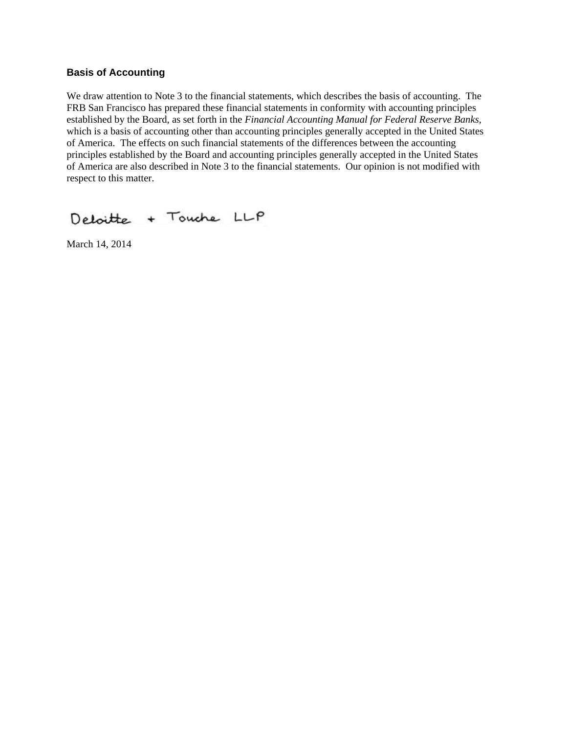### Basis of Accounting

We draw attention to Note 3 to the financial statements, which describes the basis of accounting. The FRB San Francisco has prepared these financial statements in conformity with accounting principles established by the Board, as set forth in the *Financial Accounting Manual for Federal Reserve Banks*, which is a basis of accounting other than accounting principles generally accepted in the United States of America. The effects on such financial statements of the differences between the accounting principles established by the Board and accounting principles generally accepted in the United States of America are also described in Note 3 to the financial statements. Our opinion is not modified with respect to this matter.

Deloitte + Touche LLP

March 14, 2014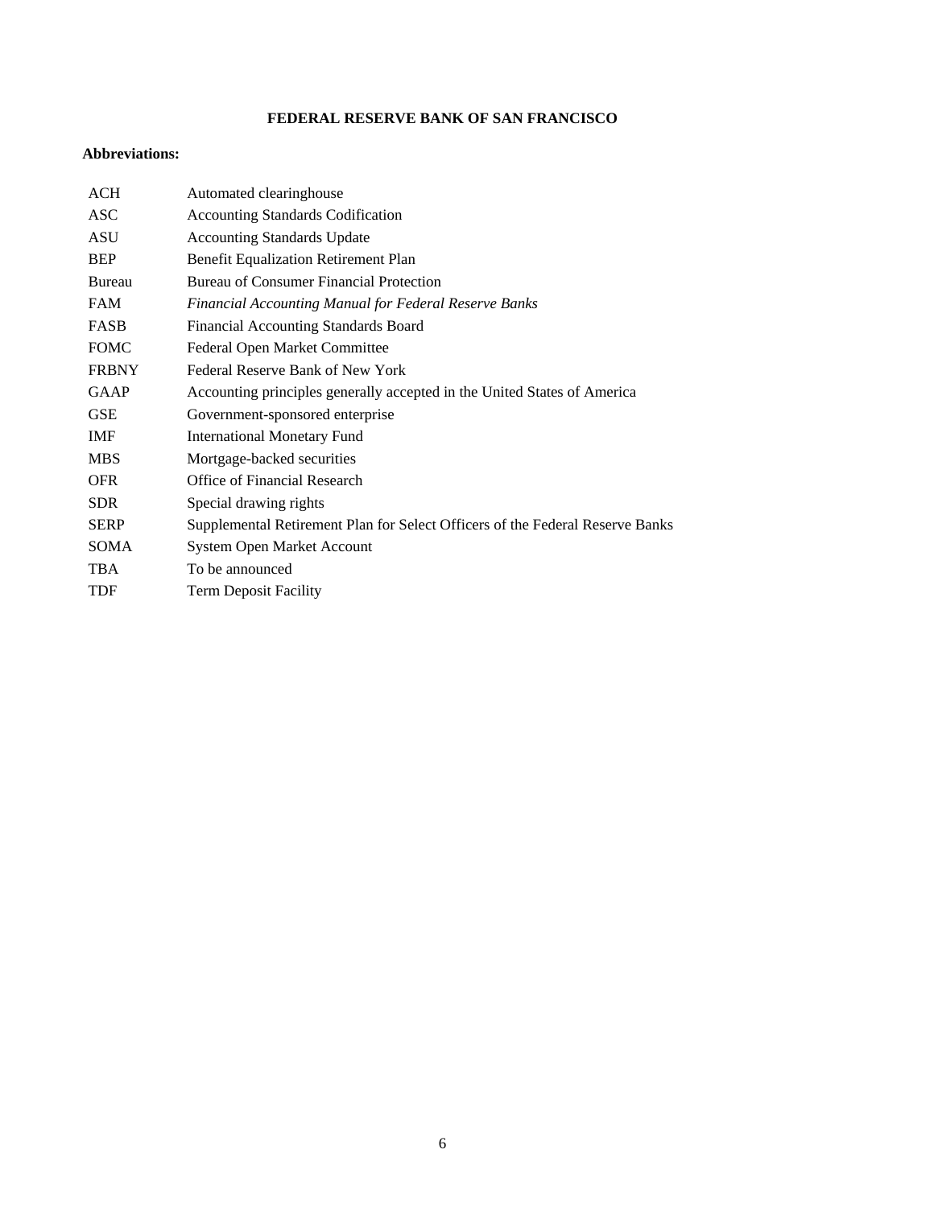**FEDERAL RESERVE BANK OF SAN FRANCISCO**

**Abbreviations:**

| | |
|---|---|
| ACH | Automated clearinghouse |
| ASC | Accounting Standards Codification |
| ASU | Accounting Standards Update |
| BEP | Benefit Equalization Retirement Plan |
| Bureau | Bureau of Consumer Financial Protection |
| FAM | *Financial Accounting Manual for Federal Reserve Banks* |
| FASB | Financial Accounting Standards Board |
| FOMC | Federal Open Market Committee |
| FRBNY | Federal Reserve Bank of New York |
| GAAP | Accounting principles generally accepted in the United States of America |
| GSE | Government-sponsored enterprise |
| IMF | International Monetary Fund |
| MBS | Mortgage-backed securities |
| OFR | Office of Financial Research |
| SDR | Special drawing rights |
| SERP | Supplemental Retirement Plan for Select Officers of the Federal Reserve Banks |
| SOMA | System Open Market Account |
| TBA | To be announced |
| TDF | Term Deposit Facility |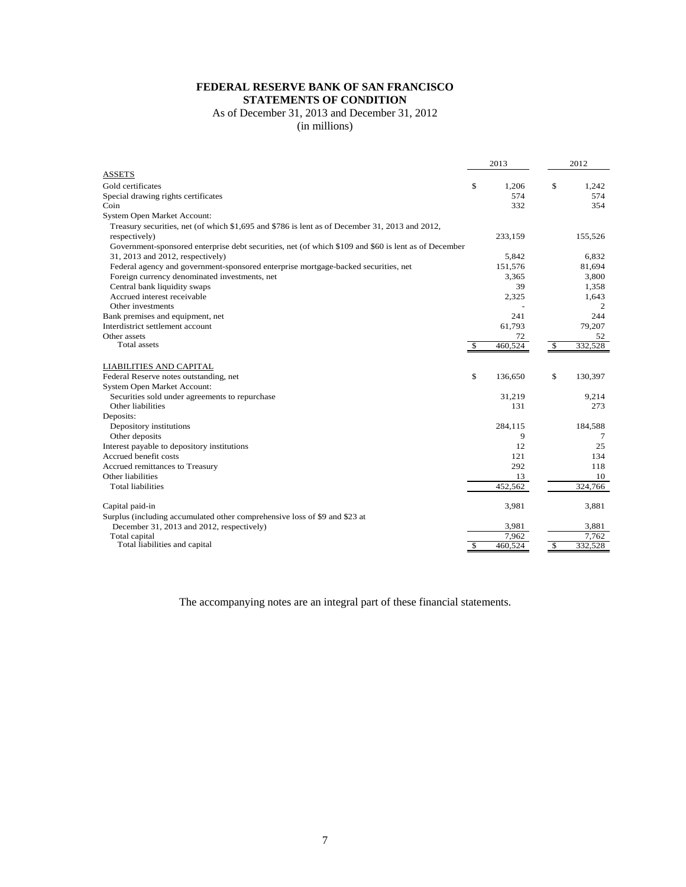# FEDERAL RESERVE BANK OF SAN FRANCISCO
## STATEMENTS OF CONDITION

As of December 31, 2013 and December 31, 2012
(in millions)

| | 2013 | 2012 |
|---|---|---|
| ASSETS | | |
| Gold certificates | $ 1,206 | $ 1,242 |
| Special drawing rights certificates | 574 | 574 |
| Coin | 332 | 354 |
| System Open Market Account: | | |
| Treasury securities, net (of which $1,695 and $786 is lent as of December 31, 2013 and 2012, respectively) | 233,159 | 155,526 |
| Government-sponsored enterprise debt securities, net (of which $109 and $60 is lent as of December 31, 2013 and 2012, respectively) | 5,842 | 6,832 |
| Federal agency and government-sponsored enterprise mortgage-backed securities, net | 151,576 | 81,694 |
| Foreign currency denominated investments, net | 3,365 | 3,800 |
| Central bank liquidity swaps | 39 | 1,358 |
| Accrued interest receivable | 2,325 | 1,643 |
| Other investments | - | 2 |
| Bank premises and equipment, net | 241 | 244 |
| Interdistrict settlement account | 61,793 | 79,207 |
| Other assets | 72 | 52 |
| Total assets | $ 460,524 | $ 332,528 |
| LIABILITIES AND CAPITAL | | |
| Federal Reserve notes outstanding, net | $ 136,650 | $ 130,397 |
| System Open Market Account: | | |
| Securities sold under agreements to repurchase | 31,219 | 9,214 |
| Other liabilities | 131 | 273 |
| Deposits: | | |
| Depository institutions | 284,115 | 184,588 |
| Other deposits | 9 | 7 |
| Interest payable to depository institutions | 12 | 25 |
| Accrued benefit costs | 121 | 134 |
| Accrued remittances to Treasury | 292 | 118 |
| Other liabilities | 13 | 10 |
| Total liabilities | 452,562 | 324,766 |
| Capital paid-in | 3,981 | 3,881 |
| Surplus (including accumulated other comprehensive loss of $9 and $23 at December 31, 2013 and 2012, respectively) | 3,981 | 3,881 |
| Total capital | 7,962 | 7,762 |
| Total liabilities and capital | $ 460,524 | $ 332,528 |

The accompanying notes are an integral part of these financial statements.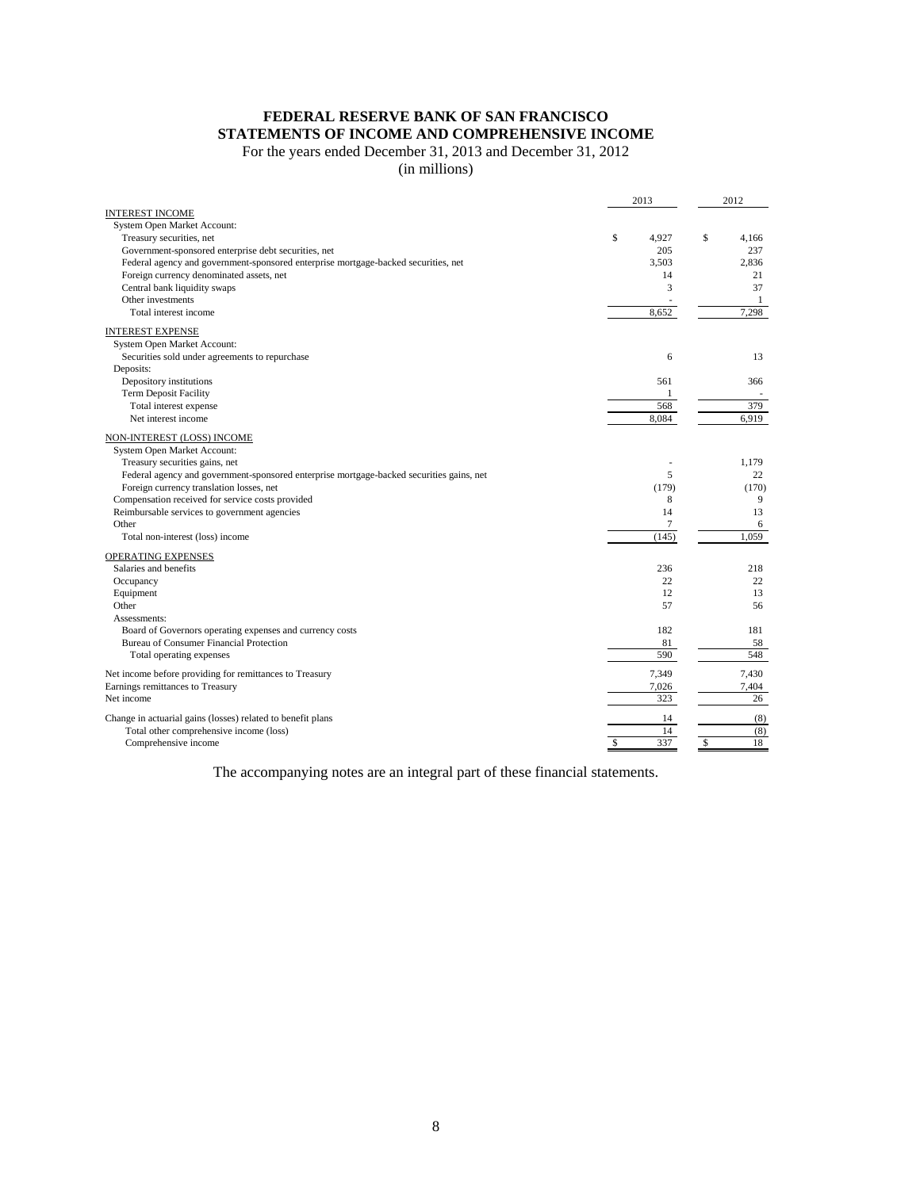# FEDERAL RESERVE BANK OF SAN FRANCISCO
# STATEMENTS OF INCOME AND COMPREHENSIVE INCOME

For the years ended December 31, 2013 and December 31, 2012

(in millions)

| | 2013 | 2012 |
|---|---|---|
| INTEREST INCOME | | |
| System Open Market Account: | | |
| Treasury securities, net | $ 4,927 | $ 4,166 |
| Government-sponsored enterprise debt securities, net | 205 | 237 |
| Federal agency and government-sponsored enterprise mortgage-backed securities, net | 3,503 | 2,836 |
| Foreign currency denominated assets, net | 14 | 21 |
| Central bank liquidity swaps | 3 | 37 |
| Other investments | - | 1 |
| Total interest income | 8,652 | 7,298 |
| INTEREST EXPENSE | | |
| System Open Market Account: | | |
| Securities sold under agreements to repurchase | 6 | 13 |
| Deposits: | | |
| Depository institutions | 561 | 366 |
| Term Deposit Facility | 1 | - |
| Total interest expense | 568 | 379 |
| Net interest income | 8,084 | 6,919 |
| NON-INTEREST (LOSS) INCOME | | |
| System Open Market Account: | | |
| Treasury securities gains, net | - | 1,179 |
| Federal agency and government-sponsored enterprise mortgage-backed securities gains, net | 5 | 22 |
| Foreign currency translation losses, net | (179) | (170) |
| Compensation received for service costs provided | 8 | 9 |
| Reimbursable services to government agencies | 14 | 13 |
| Other | 7 | 6 |
| Total non-interest (loss) income | (145) | 1,059 |
| OPERATING EXPENSES | | |
| Salaries and benefits | 236 | 218 |
| Occupancy | 22 | 22 |
| Equipment | 12 | 13 |
| Other | 57 | 56 |
| Assessments: | | |
| Board of Governors operating expenses and currency costs | 182 | 181 |
| Bureau of Consumer Financial Protection | 81 | 58 |
| Total operating expenses | 590 | 548 |
| Net income before providing for remittances to Treasury | 7,349 | 7,430 |
| Earnings remittances to Treasury | 7,026 | 7,404 |
| Net income | 323 | 26 |
| Change in actuarial gains (losses) related to benefit plans | 14 | (8) |
| Total other comprehensive income (loss) | 14 | (8) |
| Comprehensive income | $ 337 | $ 18 |

The accompanying notes are an integral part of these financial statements.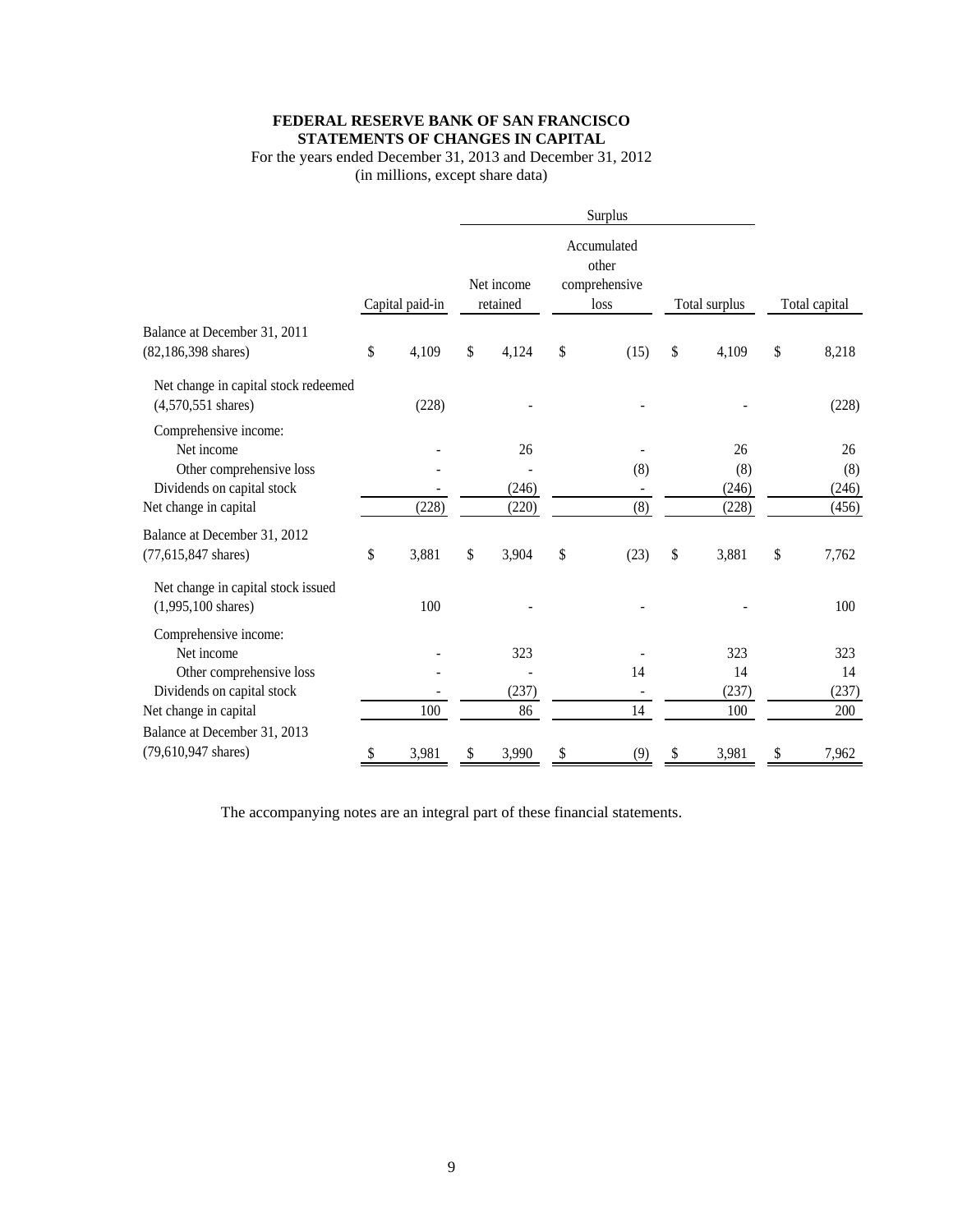**FEDERAL RESERVE BANK OF SAN FRANCISCO**
**STATEMENTS OF CHANGES IN CAPITAL**

For the years ended December 31, 2013 and December 31, 2012
(in millions, except share data)

| | | Surplus | | | |
|---|---|---|---|---|---|
| | Capital paid-in | Net income retained | Accumulated other comprehensive loss | Total surplus | Total capital |
| Balance at December 31, 2011 (82,186,398 shares) | $ 4,109 | $ 4,124 | $ (15) | $ 4,109 | $ 8,218 |
| Net change in capital stock redeemed (4,570,551 shares) | (228) | - | - | - | (228) |
| Comprehensive income: | | | | | |
| Net income | - | 26 | - | 26 | 26 |
| Other comprehensive loss | - | - | (8) | (8) | (8) |
| Dividends on capital stock | - | (246) | - | (246) | (246) |
| Net change in capital | (228) | (220) | (8) | (228) | (456) |
| Balance at December 31, 2012 (77,615,847 shares) | $ 3,881 | $ 3,904 | $ (23) | $ 3,881 | $ 7,762 |
| Net change in capital stock issued (1,995,100 shares) | 100 | - | - | - | 100 |
| Comprehensive income: | | | | | |
| Net income | - | 323 | - | 323 | 323 |
| Other comprehensive loss | - | - | 14 | 14 | 14 |
| Dividends on capital stock | - | (237) | - | (237) | (237) |
| Net change in capital | 100 | 86 | 14 | 100 | 200 |
| Balance at December 31, 2013 (79,610,947 shares) | $ 3,981 | $ 3,990 | $ (9) | $ 3,981 | $ 7,962 |

The accompanying notes are an integral part of these financial statements.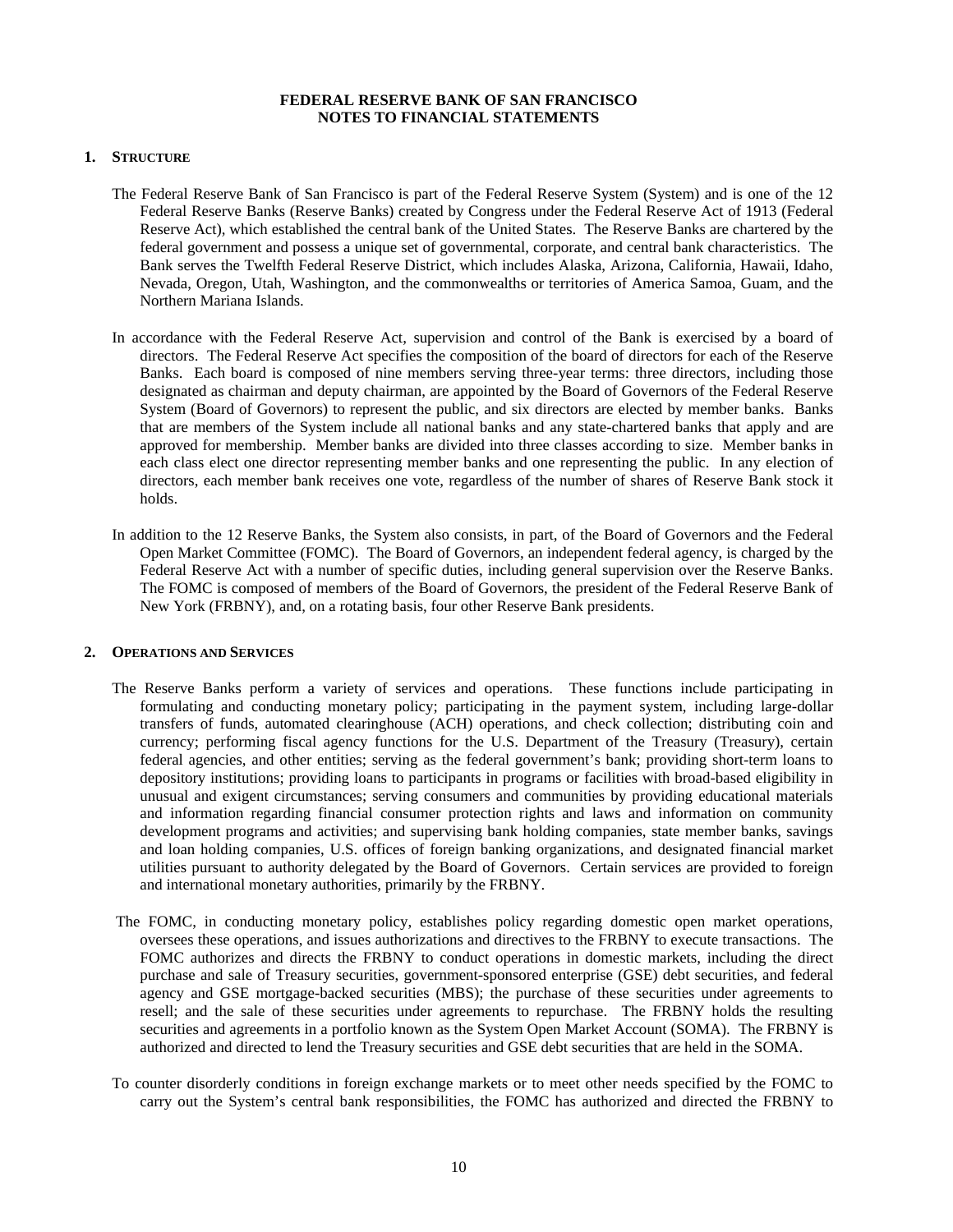**FEDERAL RESERVE BANK OF SAN FRANCISCO**
**NOTES TO FINANCIAL STATEMENTS**

## 1. STRUCTURE

The Federal Reserve Bank of San Francisco is part of the Federal Reserve System (System) and is one of the 12 Federal Reserve Banks (Reserve Banks) created by Congress under the Federal Reserve Act of 1913 (Federal Reserve Act), which established the central bank of the United States. The Reserve Banks are chartered by the federal government and possess a unique set of governmental, corporate, and central bank characteristics. The Bank serves the Twelfth Federal Reserve District, which includes Alaska, Arizona, California, Hawaii, Idaho, Nevada, Oregon, Utah, Washington, and the commonwealths or territories of America Samoa, Guam, and the Northern Mariana Islands.

In accordance with the Federal Reserve Act, supervision and control of the Bank is exercised by a board of directors. The Federal Reserve Act specifies the composition of the board of directors for each of the Reserve Banks. Each board is composed of nine members serving three-year terms: three directors, including those designated as chairman and deputy chairman, are appointed by the Board of Governors of the Federal Reserve System (Board of Governors) to represent the public, and six directors are elected by member banks. Banks that are members of the System include all national banks and any state-chartered banks that apply and are approved for membership. Member banks are divided into three classes according to size. Member banks in each class elect one director representing member banks and one representing the public. In any election of directors, each member bank receives one vote, regardless of the number of shares of Reserve Bank stock it holds.

In addition to the 12 Reserve Banks, the System also consists, in part, of the Board of Governors and the Federal Open Market Committee (FOMC). The Board of Governors, an independent federal agency, is charged by the Federal Reserve Act with a number of specific duties, including general supervision over the Reserve Banks. The FOMC is composed of members of the Board of Governors, the president of the Federal Reserve Bank of New York (FRBNY), and, on a rotating basis, four other Reserve Bank presidents.

## 2. OPERATIONS AND SERVICES

The Reserve Banks perform a variety of services and operations. These functions include participating in formulating and conducting monetary policy; participating in the payment system, including large-dollar transfers of funds, automated clearinghouse (ACH) operations, and check collection; distributing coin and currency; performing fiscal agency functions for the U.S. Department of the Treasury (Treasury), certain federal agencies, and other entities; serving as the federal government's bank; providing short-term loans to depository institutions; providing loans to participants in programs or facilities with broad-based eligibility in unusual and exigent circumstances; serving consumers and communities by providing educational materials and information regarding financial consumer protection rights and laws and information on community development programs and activities; and supervising bank holding companies, state member banks, savings and loan holding companies, U.S. offices of foreign banking organizations, and designated financial market utilities pursuant to authority delegated by the Board of Governors. Certain services are provided to foreign and international monetary authorities, primarily by the FRBNY.

The FOMC, in conducting monetary policy, establishes policy regarding domestic open market operations, oversees these operations, and issues authorizations and directives to the FRBNY to execute transactions. The FOMC authorizes and directs the FRBNY to conduct operations in domestic markets, including the direct purchase and sale of Treasury securities, government-sponsored enterprise (GSE) debt securities, and federal agency and GSE mortgage-backed securities (MBS); the purchase of these securities under agreements to resell; and the sale of these securities under agreements to repurchase. The FRBNY holds the resulting securities and agreements in a portfolio known as the System Open Market Account (SOMA). The FRBNY is authorized and directed to lend the Treasury securities and GSE debt securities that are held in the SOMA.

To counter disorderly conditions in foreign exchange markets or to meet other needs specified by the FOMC to carry out the System's central bank responsibilities, the FOMC has authorized and directed the FRBNY to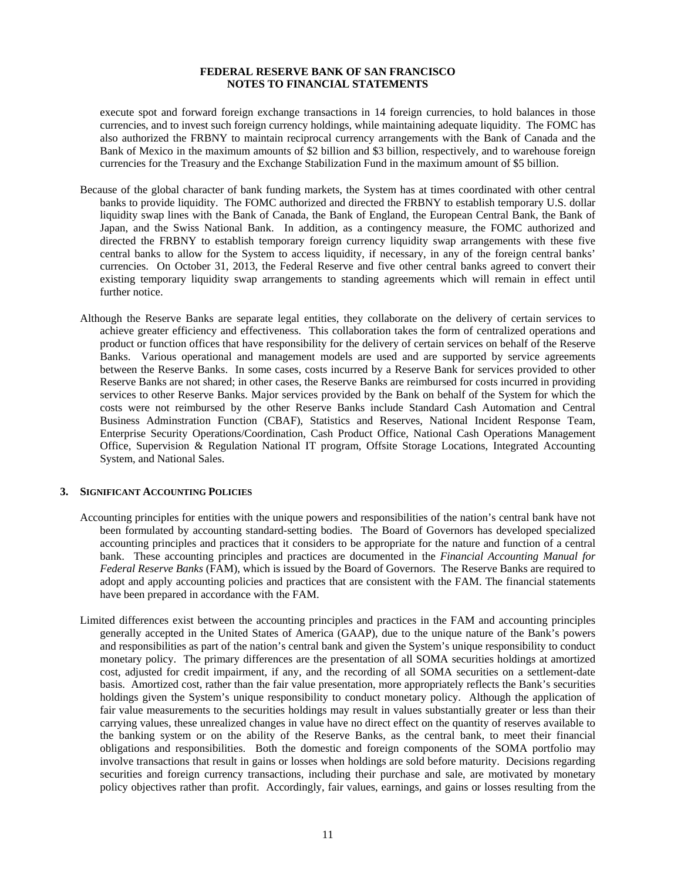execute spot and forward foreign exchange transactions in 14 foreign currencies, to hold balances in those currencies, and to invest such foreign currency holdings, while maintaining adequate liquidity. The FOMC has also authorized the FRBNY to maintain reciprocal currency arrangements with the Bank of Canada and the Bank of Mexico in the maximum amounts of $2 billion and $3 billion, respectively, and to warehouse foreign currencies for the Treasury and the Exchange Stabilization Fund in the maximum amount of $5 billion.

Because of the global character of bank funding markets, the System has at times coordinated with other central banks to provide liquidity. The FOMC authorized and directed the FRBNY to establish temporary U.S. dollar liquidity swap lines with the Bank of Canada, the Bank of England, the European Central Bank, the Bank of Japan, and the Swiss National Bank. In addition, as a contingency measure, the FOMC authorized and directed the FRBNY to establish temporary foreign currency liquidity swap arrangements with these five central banks to allow for the System to access liquidity, if necessary, in any of the foreign central banks' currencies. On October 31, 2013, the Federal Reserve and five other central banks agreed to convert their existing temporary liquidity swap arrangements to standing agreements which will remain in effect until further notice.

Although the Reserve Banks are separate legal entities, they collaborate on the delivery of certain services to achieve greater efficiency and effectiveness. This collaboration takes the form of centralized operations and product or function offices that have responsibility for the delivery of certain services on behalf of the Reserve Banks. Various operational and management models are used and are supported by service agreements between the Reserve Banks. In some cases, costs incurred by a Reserve Bank for services provided to other Reserve Banks are not shared; in other cases, the Reserve Banks are reimbursed for costs incurred in providing services to other Reserve Banks. Major services provided by the Bank on behalf of the System for which the costs were not reimbursed by the other Reserve Banks include Standard Cash Automation and Central Business Adminstration Function (CBAF), Statistics and Reserves, National Incident Response Team, Enterprise Security Operations/Coordination, Cash Product Office, National Cash Operations Management Office, Supervision & Regulation National IT program, Offsite Storage Locations, Integrated Accounting System, and National Sales.

## 3. Significant Accounting Policies

Accounting principles for entities with the unique powers and responsibilities of the nation's central bank have not been formulated by accounting standard-setting bodies. The Board of Governors has developed specialized accounting principles and practices that it considers to be appropriate for the nature and function of a central bank. These accounting principles and practices are documented in the *Financial Accounting Manual for Federal Reserve Banks* (FAM), which is issued by the Board of Governors. The Reserve Banks are required to adopt and apply accounting policies and practices that are consistent with the FAM. The financial statements have been prepared in accordance with the FAM.

Limited differences exist between the accounting principles and practices in the FAM and accounting principles generally accepted in the United States of America (GAAP), due to the unique nature of the Bank's powers and responsibilities as part of the nation's central bank and given the System's unique responsibility to conduct monetary policy. The primary differences are the presentation of all SOMA securities holdings at amortized cost, adjusted for credit impairment, if any, and the recording of all SOMA securities on a settlement-date basis. Amortized cost, rather than the fair value presentation, more appropriately reflects the Bank's securities holdings given the System's unique responsibility to conduct monetary policy. Although the application of fair value measurements to the securities holdings may result in values substantially greater or less than their carrying values, these unrealized changes in value have no direct effect on the quantity of reserves available to the banking system or on the ability of the Reserve Banks, as the central bank, to meet their financial obligations and responsibilities. Both the domestic and foreign components of the SOMA portfolio may involve transactions that result in gains or losses when holdings are sold before maturity. Decisions regarding securities and foreign currency transactions, including their purchase and sale, are motivated by monetary policy objectives rather than profit. Accordingly, fair values, earnings, and gains or losses resulting from the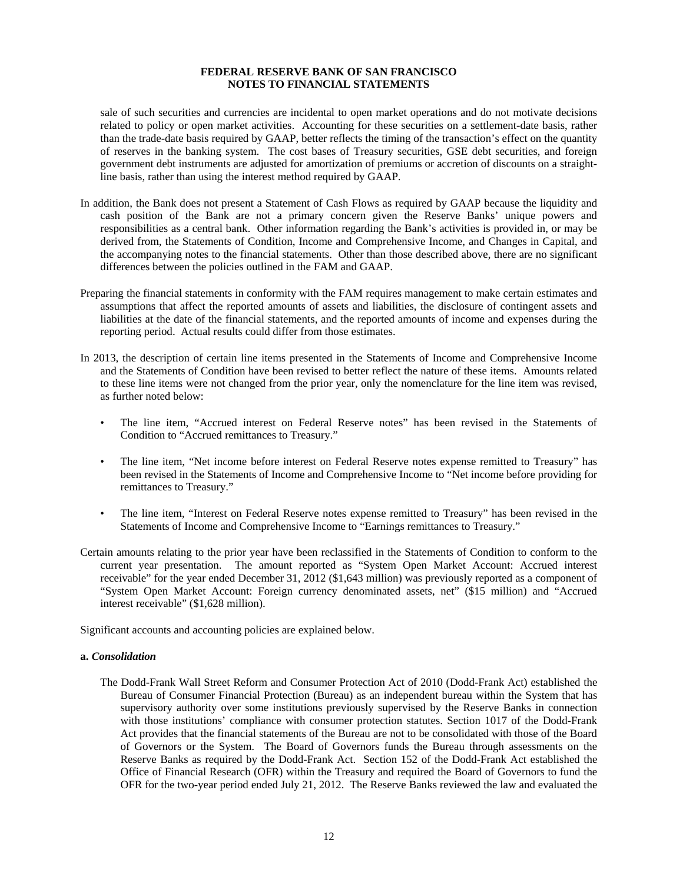sale of such securities and currencies are incidental to open market operations and do not motivate decisions related to policy or open market activities. Accounting for these securities on a settlement-date basis, rather than the trade-date basis required by GAAP, better reflects the timing of the transaction's effect on the quantity of reserves in the banking system. The cost bases of Treasury securities, GSE debt securities, and foreign government debt instruments are adjusted for amortization of premiums or accretion of discounts on a straight-line basis, rather than using the interest method required by GAAP.

In addition, the Bank does not present a Statement of Cash Flows as required by GAAP because the liquidity and cash position of the Bank are not a primary concern given the Reserve Banks' unique powers and responsibilities as a central bank. Other information regarding the Bank's activities is provided in, or may be derived from, the Statements of Condition, Income and Comprehensive Income, and Changes in Capital, and the accompanying notes to the financial statements. Other than those described above, there are no significant differences between the policies outlined in the FAM and GAAP.

Preparing the financial statements in conformity with the FAM requires management to make certain estimates and assumptions that affect the reported amounts of assets and liabilities, the disclosure of contingent assets and liabilities at the date of the financial statements, and the reported amounts of income and expenses during the reporting period. Actual results could differ from those estimates.

In 2013, the description of certain line items presented in the Statements of Income and Comprehensive Income and the Statements of Condition have been revised to better reflect the nature of these items. Amounts related to these line items were not changed from the prior year, only the nomenclature for the line item was revised, as further noted below:

- The line item, "Accrued interest on Federal Reserve notes" has been revised in the Statements of Condition to "Accrued remittances to Treasury."
- The line item, "Net income before interest on Federal Reserve notes expense remitted to Treasury" has been revised in the Statements of Income and Comprehensive Income to "Net income before providing for remittances to Treasury."
- The line item, "Interest on Federal Reserve notes expense remitted to Treasury" has been revised in the Statements of Income and Comprehensive Income to "Earnings remittances to Treasury."

Certain amounts relating to the prior year have been reclassified in the Statements of Condition to conform to the current year presentation. The amount reported as "System Open Market Account: Accrued interest receivable" for the year ended December 31, 2012 ($1,643 million) was previously reported as a component of "System Open Market Account: Foreign currency denominated assets, net" ($15 million) and "Accrued interest receivable" ($1,628 million).

Significant accounts and accounting policies are explained below.

**a.** ***Consolidation***

The Dodd-Frank Wall Street Reform and Consumer Protection Act of 2010 (Dodd-Frank Act) established the Bureau of Consumer Financial Protection (Bureau) as an independent bureau within the System that has supervisory authority over some institutions previously supervised by the Reserve Banks in connection with those institutions' compliance with consumer protection statutes. Section 1017 of the Dodd-Frank Act provides that the financial statements of the Bureau are not to be consolidated with those of the Board of Governors or the System. The Board of Governors funds the Bureau through assessments on the Reserve Banks as required by the Dodd-Frank Act. Section 152 of the Dodd-Frank Act established the Office of Financial Research (OFR) within the Treasury and required the Board of Governors to fund the OFR for the two-year period ended July 21, 2012. The Reserve Banks reviewed the law and evaluated the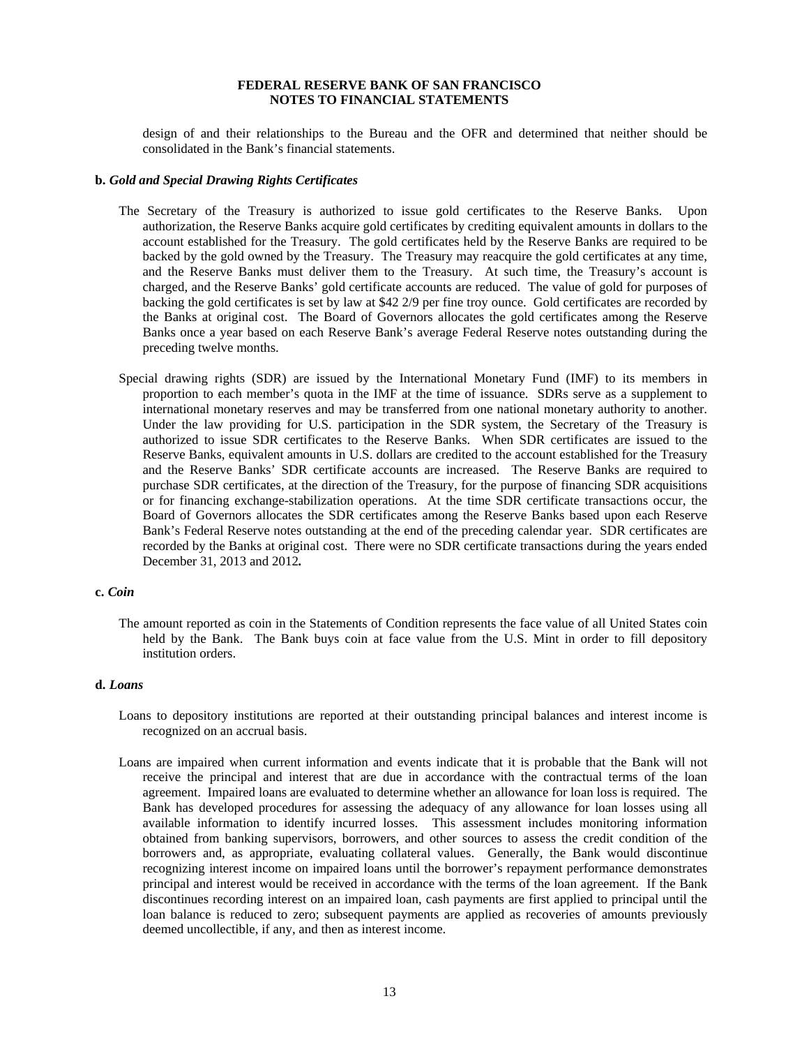design of and their relationships to the Bureau and the OFR and determined that neither should be consolidated in the Bank's financial statements.

**b.** ***Gold and Special Drawing Rights Certificates***

The Secretary of the Treasury is authorized to issue gold certificates to the Reserve Banks. Upon authorization, the Reserve Banks acquire gold certificates by crediting equivalent amounts in dollars to the account established for the Treasury. The gold certificates held by the Reserve Banks are required to be backed by the gold owned by the Treasury. The Treasury may reacquire the gold certificates at any time, and the Reserve Banks must deliver them to the Treasury. At such time, the Treasury's account is charged, and the Reserve Banks' gold certificate accounts are reduced. The value of gold for purposes of backing the gold certificates is set by law at $42 2/9 per fine troy ounce. Gold certificates are recorded by the Banks at original cost. The Board of Governors allocates the gold certificates among the Reserve Banks once a year based on each Reserve Bank's average Federal Reserve notes outstanding during the preceding twelve months.

Special drawing rights (SDR) are issued by the International Monetary Fund (IMF) to its members in proportion to each member's quota in the IMF at the time of issuance. SDRs serve as a supplement to international monetary reserves and may be transferred from one national monetary authority to another. Under the law providing for U.S. participation in the SDR system, the Secretary of the Treasury is authorized to issue SDR certificates to the Reserve Banks. When SDR certificates are issued to the Reserve Banks, equivalent amounts in U.S. dollars are credited to the account established for the Treasury and the Reserve Banks' SDR certificate accounts are increased. The Reserve Banks are required to purchase SDR certificates, at the direction of the Treasury, for the purpose of financing SDR acquisitions or for financing exchange-stabilization operations. At the time SDR certificate transactions occur, the Board of Governors allocates the SDR certificates among the Reserve Banks based upon each Reserve Bank's Federal Reserve notes outstanding at the end of the preceding calendar year. SDR certificates are recorded by the Banks at original cost. There were no SDR certificate transactions during the years ended December 31, 2013 and 2012.

**c.** ***Coin***

The amount reported as coin in the Statements of Condition represents the face value of all United States coin held by the Bank. The Bank buys coin at face value from the U.S. Mint in order to fill depository institution orders.

**d.** ***Loans***

Loans to depository institutions are reported at their outstanding principal balances and interest income is recognized on an accrual basis.

Loans are impaired when current information and events indicate that it is probable that the Bank will not receive the principal and interest that are due in accordance with the contractual terms of the loan agreement. Impaired loans are evaluated to determine whether an allowance for loan loss is required. The Bank has developed procedures for assessing the adequacy of any allowance for loan losses using all available information to identify incurred losses. This assessment includes monitoring information obtained from banking supervisors, borrowers, and other sources to assess the credit condition of the borrowers and, as appropriate, evaluating collateral values. Generally, the Bank would discontinue recognizing interest income on impaired loans until the borrower's repayment performance demonstrates principal and interest would be received in accordance with the terms of the loan agreement. If the Bank discontinues recording interest on an impaired loan, cash payments are first applied to principal until the loan balance is reduced to zero; subsequent payments are applied as recoveries of amounts previously deemed uncollectible, if any, and then as interest income.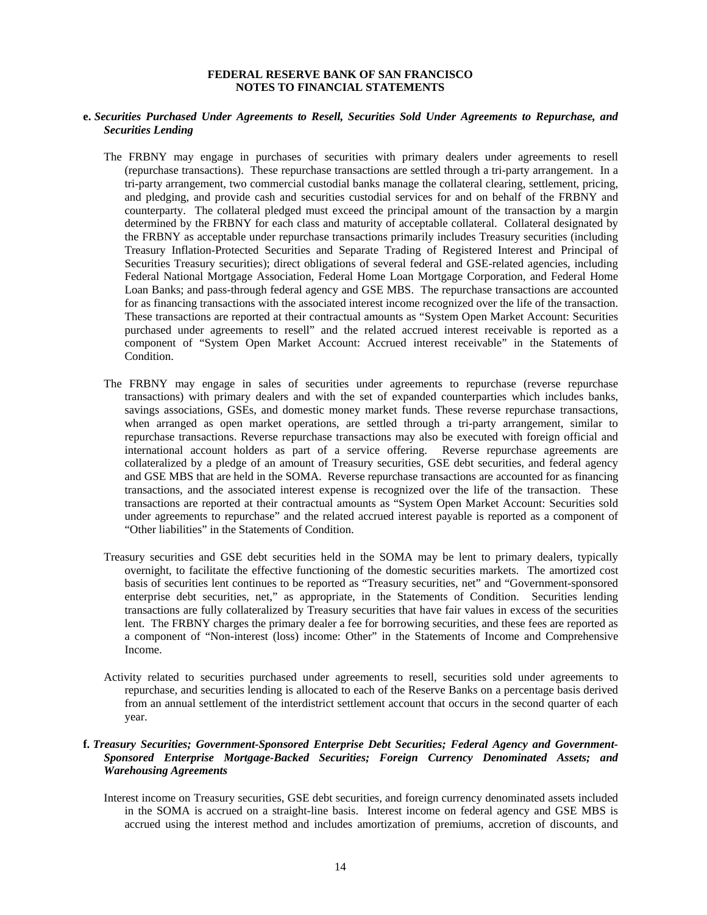**e.** ***Securities Purchased Under Agreements to Resell, Securities Sold Under Agreements to Repurchase, and Securities Lending***

The FRBNY may engage in purchases of securities with primary dealers under agreements to resell (repurchase transactions). These repurchase transactions are settled through a tri-party arrangement. In a tri-party arrangement, two commercial custodial banks manage the collateral clearing, settlement, pricing, and pledging, and provide cash and securities custodial services for and on behalf of the FRBNY and counterparty. The collateral pledged must exceed the principal amount of the transaction by a margin determined by the FRBNY for each class and maturity of acceptable collateral. Collateral designated by the FRBNY as acceptable under repurchase transactions primarily includes Treasury securities (including Treasury Inflation-Protected Securities and Separate Trading of Registered Interest and Principal of Securities Treasury securities); direct obligations of several federal and GSE-related agencies, including Federal National Mortgage Association, Federal Home Loan Mortgage Corporation, and Federal Home Loan Banks; and pass-through federal agency and GSE MBS. The repurchase transactions are accounted for as financing transactions with the associated interest income recognized over the life of the transaction. These transactions are reported at their contractual amounts as "System Open Market Account: Securities purchased under agreements to resell" and the related accrued interest receivable is reported as a component of "System Open Market Account: Accrued interest receivable" in the Statements of Condition.

The FRBNY may engage in sales of securities under agreements to repurchase (reverse repurchase transactions) with primary dealers and with the set of expanded counterparties which includes banks, savings associations, GSEs, and domestic money market funds. These reverse repurchase transactions, when arranged as open market operations, are settled through a tri-party arrangement, similar to repurchase transactions. Reverse repurchase transactions may also be executed with foreign official and international account holders as part of a service offering. Reverse repurchase agreements are collateralized by a pledge of an amount of Treasury securities, GSE debt securities, and federal agency and GSE MBS that are held in the SOMA. Reverse repurchase transactions are accounted for as financing transactions, and the associated interest expense is recognized over the life of the transaction. These transactions are reported at their contractual amounts as "System Open Market Account: Securities sold under agreements to repurchase" and the related accrued interest payable is reported as a component of "Other liabilities" in the Statements of Condition.

Treasury securities and GSE debt securities held in the SOMA may be lent to primary dealers, typically overnight, to facilitate the effective functioning of the domestic securities markets. The amortized cost basis of securities lent continues to be reported as "Treasury securities, net" and "Government-sponsored enterprise debt securities, net," as appropriate, in the Statements of Condition. Securities lending transactions are fully collateralized by Treasury securities that have fair values in excess of the securities lent. The FRBNY charges the primary dealer a fee for borrowing securities, and these fees are reported as a component of "Non-interest (loss) income: Other" in the Statements of Income and Comprehensive Income.

Activity related to securities purchased under agreements to resell, securities sold under agreements to repurchase, and securities lending is allocated to each of the Reserve Banks on a percentage basis derived from an annual settlement of the interdistrict settlement account that occurs in the second quarter of each year.

**f.** ***Treasury Securities; Government-Sponsored Enterprise Debt Securities; Federal Agency and Government-Sponsored Enterprise Mortgage-Backed Securities; Foreign Currency Denominated Assets; and Warehousing Agreements***

Interest income on Treasury securities, GSE debt securities, and foreign currency denominated assets included in the SOMA is accrued on a straight-line basis. Interest income on federal agency and GSE MBS is accrued using the interest method and includes amortization of premiums, accretion of discounts, and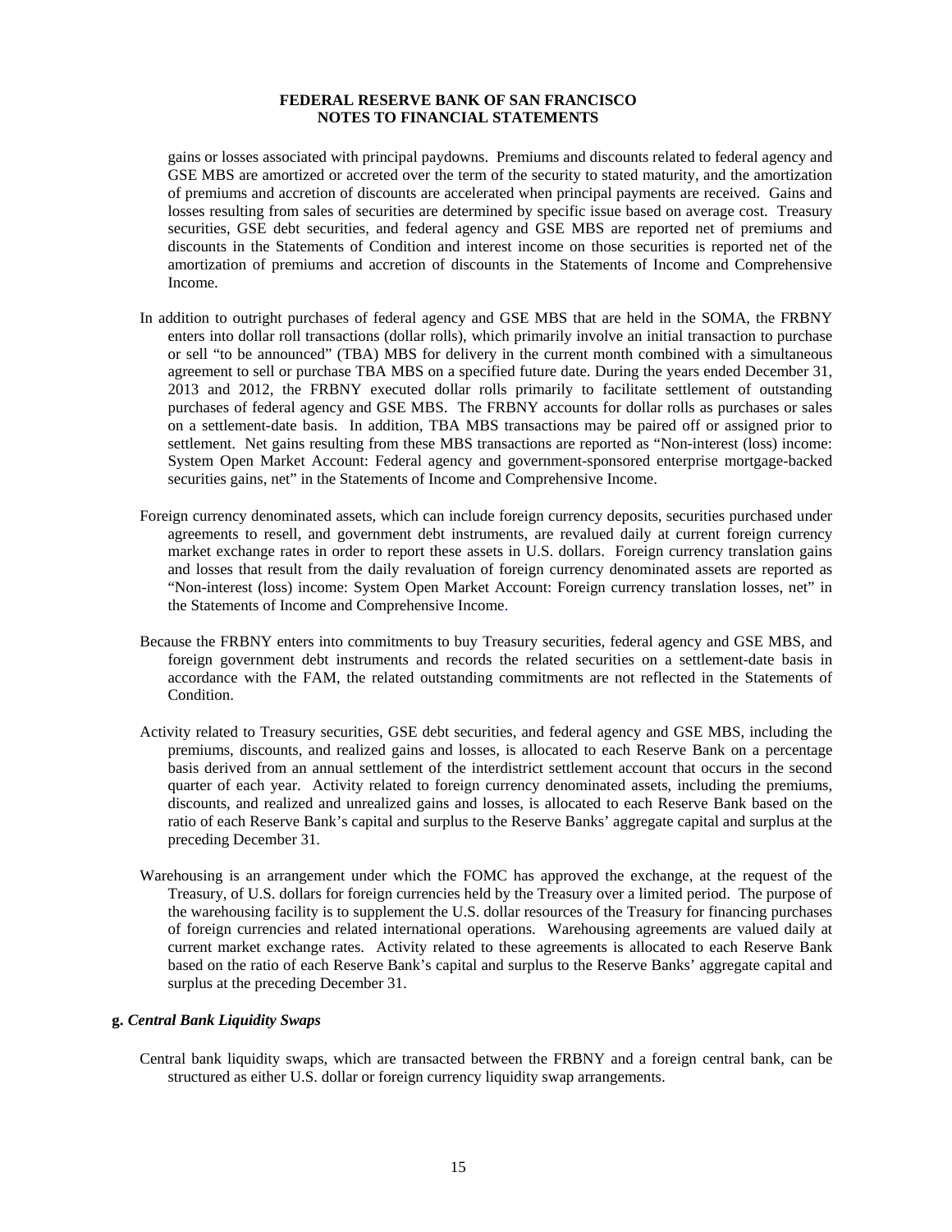gains or losses associated with principal paydowns. Premiums and discounts related to federal agency and GSE MBS are amortized or accreted over the term of the security to stated maturity, and the amortization of premiums and accretion of discounts are accelerated when principal payments are received. Gains and losses resulting from sales of securities are determined by specific issue based on average cost. Treasury securities, GSE debt securities, and federal agency and GSE MBS are reported net of premiums and discounts in the Statements of Condition and interest income on those securities is reported net of the amortization of premiums and accretion of discounts in the Statements of Income and Comprehensive Income.

In addition to outright purchases of federal agency and GSE MBS that are held in the SOMA, the FRBNY enters into dollar roll transactions (dollar rolls), which primarily involve an initial transaction to purchase or sell "to be announced" (TBA) MBS for delivery in the current month combined with a simultaneous agreement to sell or purchase TBA MBS on a specified future date. During the years ended December 31, 2013 and 2012, the FRBNY executed dollar rolls primarily to facilitate settlement of outstanding purchases of federal agency and GSE MBS. The FRBNY accounts for dollar rolls as purchases or sales on a settlement-date basis. In addition, TBA MBS transactions may be paired off or assigned prior to settlement. Net gains resulting from these MBS transactions are reported as "Non-interest (loss) income: System Open Market Account: Federal agency and government-sponsored enterprise mortgage-backed securities gains, net" in the Statements of Income and Comprehensive Income.

Foreign currency denominated assets, which can include foreign currency deposits, securities purchased under agreements to resell, and government debt instruments, are revalued daily at current foreign currency market exchange rates in order to report these assets in U.S. dollars. Foreign currency translation gains and losses that result from the daily revaluation of foreign currency denominated assets are reported as "Non-interest (loss) income: System Open Market Account: Foreign currency translation losses, net" in the Statements of Income and Comprehensive Income.

Because the FRBNY enters into commitments to buy Treasury securities, federal agency and GSE MBS, and foreign government debt instruments and records the related securities on a settlement-date basis in accordance with the FAM, the related outstanding commitments are not reflected in the Statements of Condition.

Activity related to Treasury securities, GSE debt securities, and federal agency and GSE MBS, including the premiums, discounts, and realized gains and losses, is allocated to each Reserve Bank on a percentage basis derived from an annual settlement of the interdistrict settlement account that occurs in the second quarter of each year. Activity related to foreign currency denominated assets, including the premiums, discounts, and realized and unrealized gains and losses, is allocated to each Reserve Bank based on the ratio of each Reserve Bank's capital and surplus to the Reserve Banks' aggregate capital and surplus at the preceding December 31.

Warehousing is an arrangement under which the FOMC has approved the exchange, at the request of the Treasury, of U.S. dollars for foreign currencies held by the Treasury over a limited period. The purpose of the warehousing facility is to supplement the U.S. dollar resources of the Treasury for financing purchases of foreign currencies and related international operations. Warehousing agreements are valued daily at current market exchange rates. Activity related to these agreements is allocated to each Reserve Bank based on the ratio of each Reserve Bank's capital and surplus to the Reserve Banks' aggregate capital and surplus at the preceding December 31.

**g.** ***Central Bank Liquidity Swaps***

Central bank liquidity swaps, which are transacted between the FRBNY and a foreign central bank, can be structured as either U.S. dollar or foreign currency liquidity swap arrangements.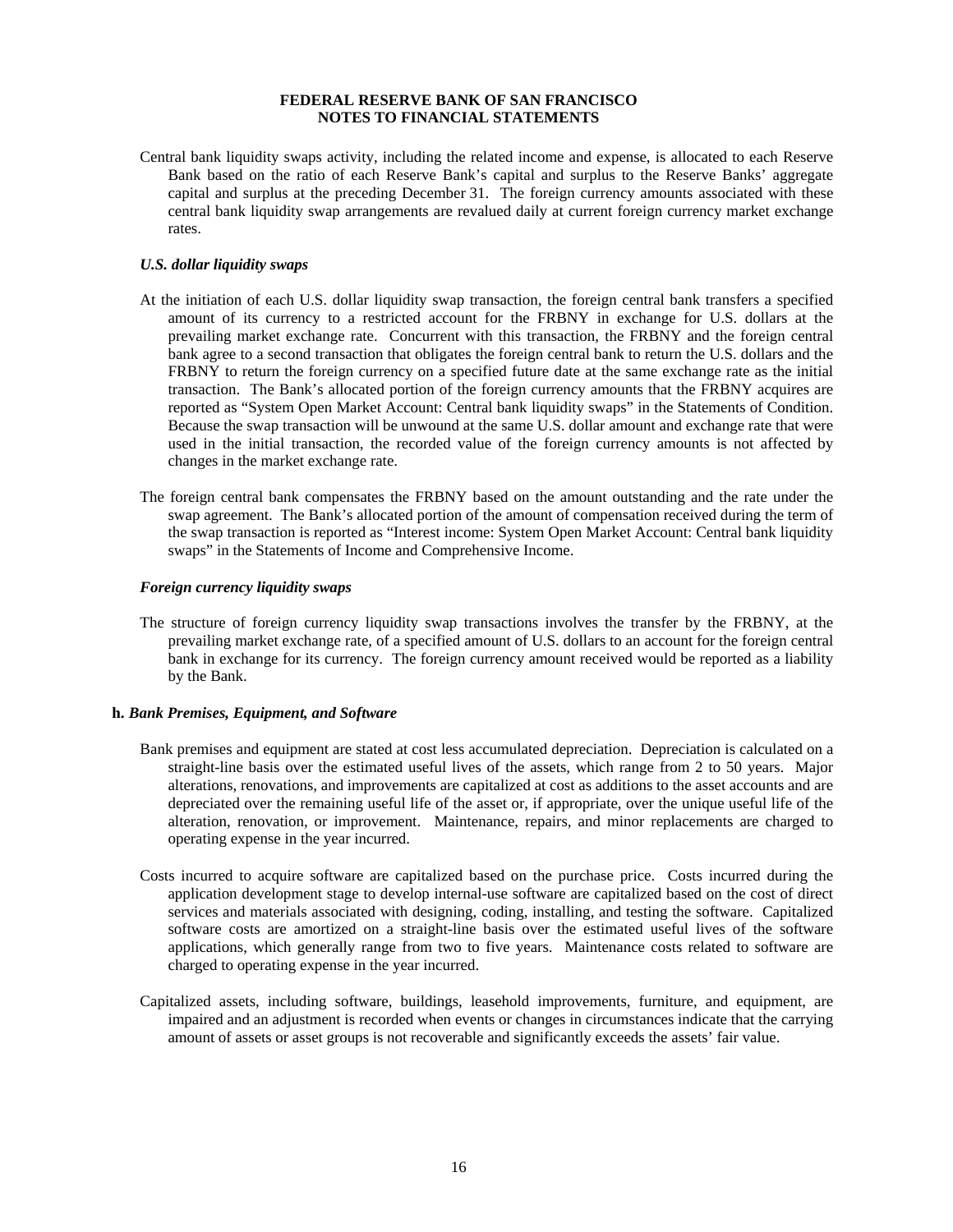Central bank liquidity swaps activity, including the related income and expense, is allocated to each Reserve Bank based on the ratio of each Reserve Bank's capital and surplus to the Reserve Banks' aggregate capital and surplus at the preceding December 31. The foreign currency amounts associated with these central bank liquidity swap arrangements are revalued daily at current foreign currency market exchange rates.

***U.S. dollar liquidity swaps***

At the initiation of each U.S. dollar liquidity swap transaction, the foreign central bank transfers a specified amount of its currency to a restricted account for the FRBNY in exchange for U.S. dollars at the prevailing market exchange rate. Concurrent with this transaction, the FRBNY and the foreign central bank agree to a second transaction that obligates the foreign central bank to return the U.S. dollars and the FRBNY to return the foreign currency on a specified future date at the same exchange rate as the initial transaction. The Bank's allocated portion of the foreign currency amounts that the FRBNY acquires are reported as "System Open Market Account: Central bank liquidity swaps" in the Statements of Condition. Because the swap transaction will be unwound at the same U.S. dollar amount and exchange rate that were used in the initial transaction, the recorded value of the foreign currency amounts is not affected by changes in the market exchange rate.

The foreign central bank compensates the FRBNY based on the amount outstanding and the rate under the swap agreement. The Bank's allocated portion of the amount of compensation received during the term of the swap transaction is reported as "Interest income: System Open Market Account: Central bank liquidity swaps" in the Statements of Income and Comprehensive Income.

***Foreign currency liquidity swaps***

The structure of foreign currency liquidity swap transactions involves the transfer by the FRBNY, at the prevailing market exchange rate, of a specified amount of U.S. dollars to an account for the foreign central bank in exchange for its currency. The foreign currency amount received would be reported as a liability by the Bank.

**h.** ***Bank Premises, Equipment, and Software***

Bank premises and equipment are stated at cost less accumulated depreciation. Depreciation is calculated on a straight-line basis over the estimated useful lives of the assets, which range from 2 to 50 years. Major alterations, renovations, and improvements are capitalized at cost as additions to the asset accounts and are depreciated over the remaining useful life of the asset or, if appropriate, over the unique useful life of the alteration, renovation, or improvement. Maintenance, repairs, and minor replacements are charged to operating expense in the year incurred.

Costs incurred to acquire software are capitalized based on the purchase price. Costs incurred during the application development stage to develop internal-use software are capitalized based on the cost of direct services and materials associated with designing, coding, installing, and testing the software. Capitalized software costs are amortized on a straight-line basis over the estimated useful lives of the software applications, which generally range from two to five years. Maintenance costs related to software are charged to operating expense in the year incurred.

Capitalized assets, including software, buildings, leasehold improvements, furniture, and equipment, are impaired and an adjustment is recorded when events or changes in circumstances indicate that the carrying amount of assets or asset groups is not recoverable and significantly exceeds the assets' fair value.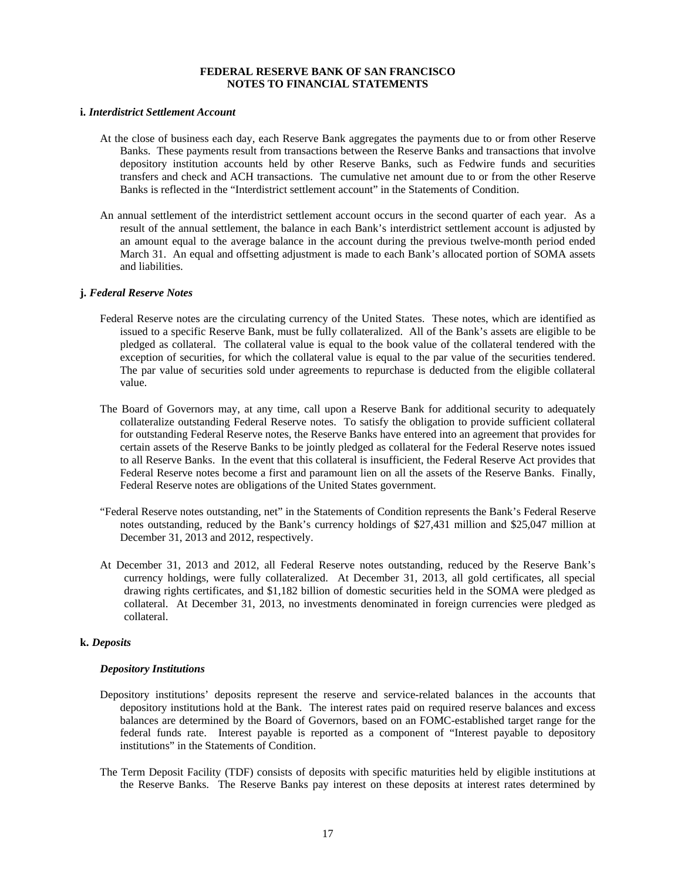**i.** ***Interdistrict Settlement Account***

At the close of business each day, each Reserve Bank aggregates the payments due to or from other Reserve Banks. These payments result from transactions between the Reserve Banks and transactions that involve depository institution accounts held by other Reserve Banks, such as Fedwire funds and securities transfers and check and ACH transactions. The cumulative net amount due to or from the other Reserve Banks is reflected in the "Interdistrict settlement account" in the Statements of Condition.

An annual settlement of the interdistrict settlement account occurs in the second quarter of each year. As a result of the annual settlement, the balance in each Bank's interdistrict settlement account is adjusted by an amount equal to the average balance in the account during the previous twelve-month period ended March 31. An equal and offsetting adjustment is made to each Bank's allocated portion of SOMA assets and liabilities.

**j.** ***Federal Reserve Notes***

Federal Reserve notes are the circulating currency of the United States. These notes, which are identified as issued to a specific Reserve Bank, must be fully collateralized. All of the Bank's assets are eligible to be pledged as collateral. The collateral value is equal to the book value of the collateral tendered with the exception of securities, for which the collateral value is equal to the par value of the securities tendered. The par value of securities sold under agreements to repurchase is deducted from the eligible collateral value.

The Board of Governors may, at any time, call upon a Reserve Bank for additional security to adequately collateralize outstanding Federal Reserve notes. To satisfy the obligation to provide sufficient collateral for outstanding Federal Reserve notes, the Reserve Banks have entered into an agreement that provides for certain assets of the Reserve Banks to be jointly pledged as collateral for the Federal Reserve notes issued to all Reserve Banks. In the event that this collateral is insufficient, the Federal Reserve Act provides that Federal Reserve notes become a first and paramount lien on all the assets of the Reserve Banks. Finally, Federal Reserve notes are obligations of the United States government.

"Federal Reserve notes outstanding, net" in the Statements of Condition represents the Bank's Federal Reserve notes outstanding, reduced by the Bank's currency holdings of $27,431 million and $25,047 million at December 31, 2013 and 2012, respectively.

At December 31, 2013 and 2012, all Federal Reserve notes outstanding, reduced by the Reserve Bank's currency holdings, were fully collateralized. At December 31, 2013, all gold certificates, all special drawing rights certificates, and $1,182 billion of domestic securities held in the SOMA were pledged as collateral. At December 31, 2013, no investments denominated in foreign currencies were pledged as collateral.

**k.** ***Deposits***

***Depository Institutions***

Depository institutions' deposits represent the reserve and service-related balances in the accounts that depository institutions hold at the Bank. The interest rates paid on required reserve balances and excess balances are determined by the Board of Governors, based on an FOMC-established target range for the federal funds rate. Interest payable is reported as a component of "Interest payable to depository institutions" in the Statements of Condition.

The Term Deposit Facility (TDF) consists of deposits with specific maturities held by eligible institutions at the Reserve Banks. The Reserve Banks pay interest on these deposits at interest rates determined by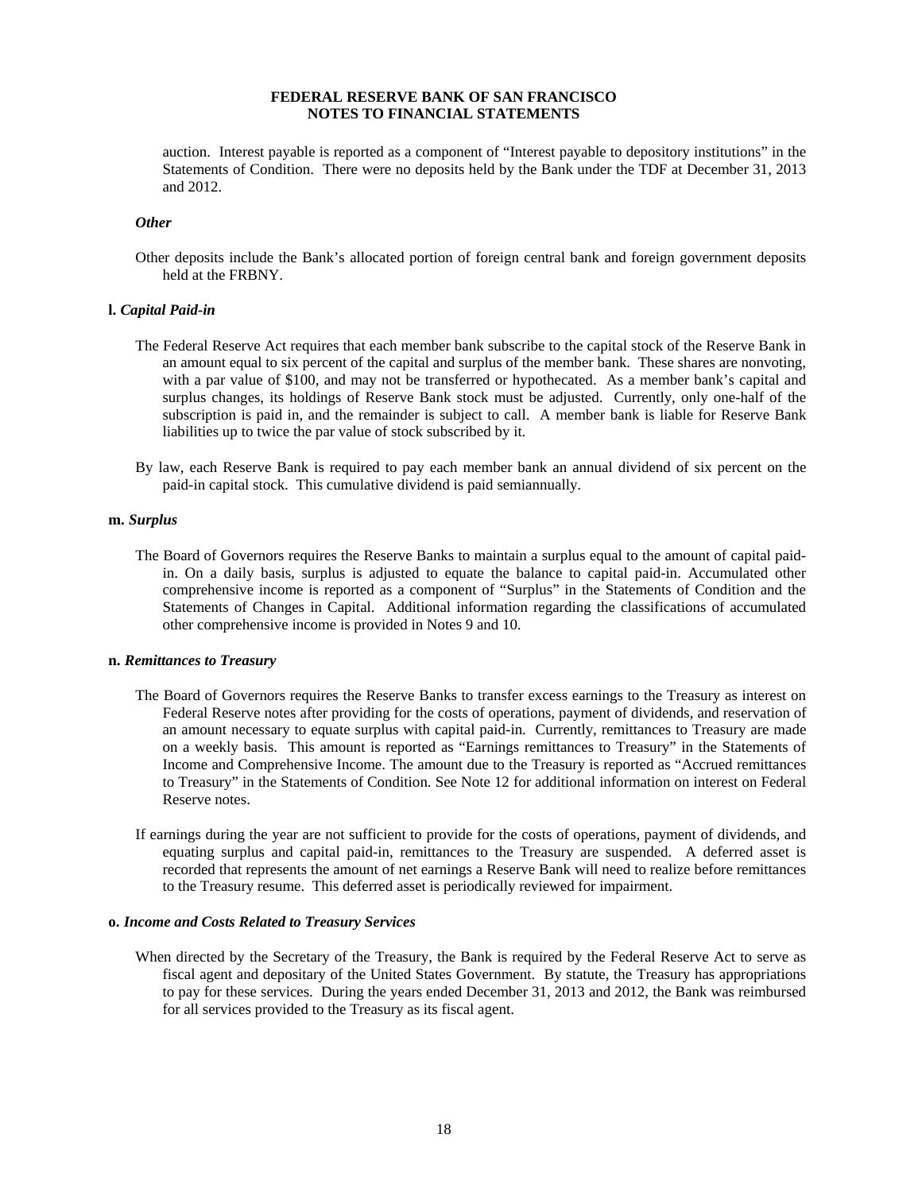auction. Interest payable is reported as a component of "Interest payable to depository institutions" in the Statements of Condition. There were no deposits held by the Bank under the TDF at December 31, 2013 and 2012.

### *Other*

Other deposits include the Bank's allocated portion of foreign central bank and foreign government deposits held at the FRBNY.

### l. *Capital Paid-in*

The Federal Reserve Act requires that each member bank subscribe to the capital stock of the Reserve Bank in an amount equal to six percent of the capital and surplus of the member bank. These shares are nonvoting, with a par value of $100, and may not be transferred or hypothecated. As a member bank's capital and surplus changes, its holdings of Reserve Bank stock must be adjusted. Currently, only one-half of the subscription is paid in, and the remainder is subject to call. A member bank is liable for Reserve Bank liabilities up to twice the par value of stock subscribed by it.

By law, each Reserve Bank is required to pay each member bank an annual dividend of six percent on the paid-in capital stock. This cumulative dividend is paid semiannually.

### m. *Surplus*

The Board of Governors requires the Reserve Banks to maintain a surplus equal to the amount of capital paid-in. On a daily basis, surplus is adjusted to equate the balance to capital paid-in. Accumulated other comprehensive income is reported as a component of "Surplus" in the Statements of Condition and the Statements of Changes in Capital. Additional information regarding the classifications of accumulated other comprehensive income is provided in Notes 9 and 10.

### n. *Remittances to Treasury*

The Board of Governors requires the Reserve Banks to transfer excess earnings to the Treasury as interest on Federal Reserve notes after providing for the costs of operations, payment of dividends, and reservation of an amount necessary to equate surplus with capital paid-in. Currently, remittances to Treasury are made on a weekly basis. This amount is reported as "Earnings remittances to Treasury" in the Statements of Income and Comprehensive Income. The amount due to the Treasury is reported as "Accrued remittances to Treasury" in the Statements of Condition. See Note 12 for additional information on interest on Federal Reserve notes.

If earnings during the year are not sufficient to provide for the costs of operations, payment of dividends, and equating surplus and capital paid-in, remittances to the Treasury are suspended. A deferred asset is recorded that represents the amount of net earnings a Reserve Bank will need to realize before remittances to the Treasury resume. This deferred asset is periodically reviewed for impairment.

### o. *Income and Costs Related to Treasury Services*

When directed by the Secretary of the Treasury, the Bank is required by the Federal Reserve Act to serve as fiscal agent and depositary of the United States Government. By statute, the Treasury has appropriations to pay for these services. During the years ended December 31, 2013 and 2012, the Bank was reimbursed for all services provided to the Treasury as its fiscal agent.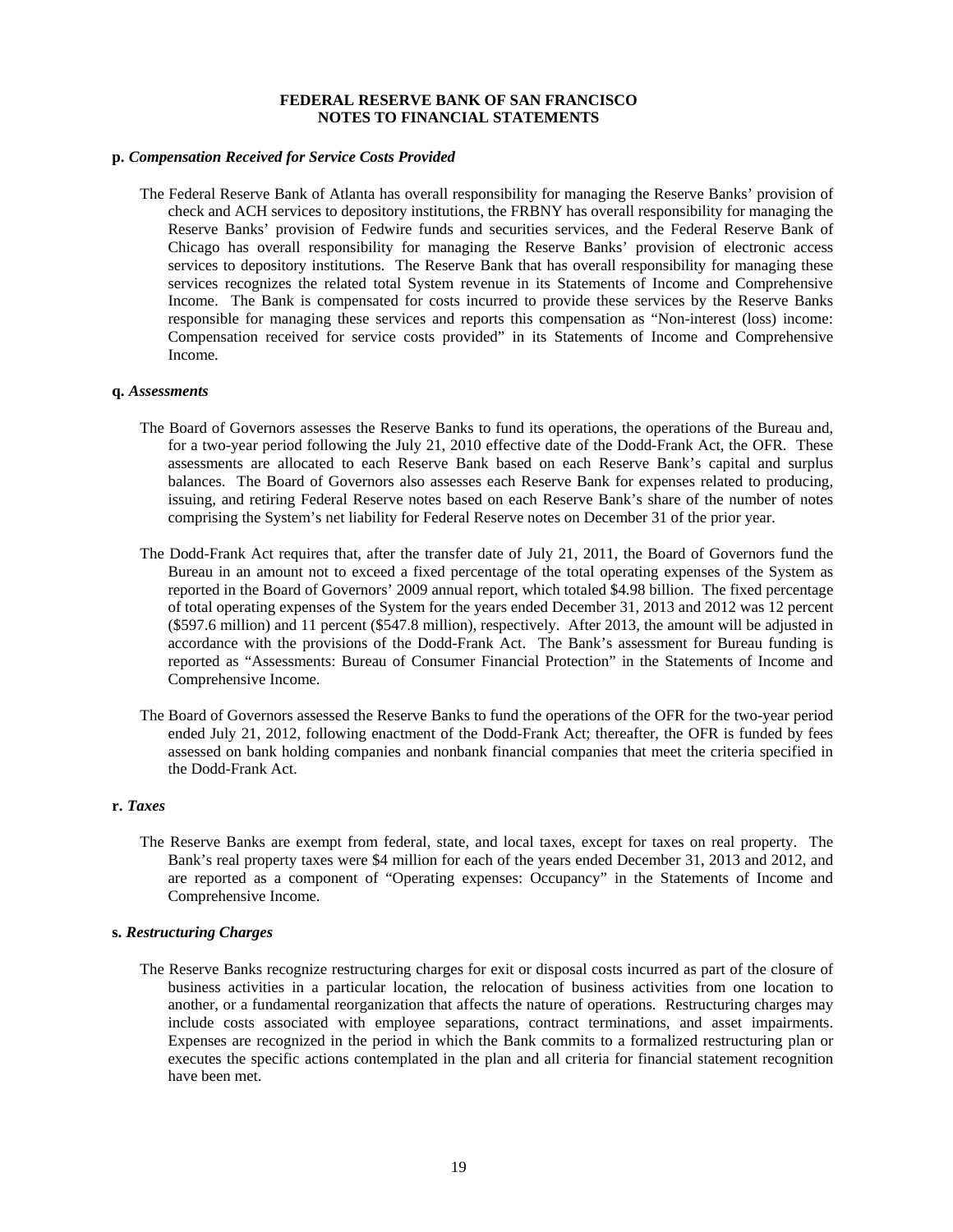**p.** ***Compensation Received for Service Costs Provided***

The Federal Reserve Bank of Atlanta has overall responsibility for managing the Reserve Banks' provision of check and ACH services to depository institutions, the FRBNY has overall responsibility for managing the Reserve Banks' provision of Fedwire funds and securities services, and the Federal Reserve Bank of Chicago has overall responsibility for managing the Reserve Banks' provision of electronic access services to depository institutions. The Reserve Bank that has overall responsibility for managing these services recognizes the related total System revenue in its Statements of Income and Comprehensive Income. The Bank is compensated for costs incurred to provide these services by the Reserve Banks responsible for managing these services and reports this compensation as "Non-interest (loss) income: Compensation received for service costs provided" in its Statements of Income and Comprehensive Income.

**q.** ***Assessments***

The Board of Governors assesses the Reserve Banks to fund its operations, the operations of the Bureau and, for a two-year period following the July 21, 2010 effective date of the Dodd-Frank Act, the OFR. These assessments are allocated to each Reserve Bank based on each Reserve Bank's capital and surplus balances. The Board of Governors also assesses each Reserve Bank for expenses related to producing, issuing, and retiring Federal Reserve notes based on each Reserve Bank's share of the number of notes comprising the System's net liability for Federal Reserve notes on December 31 of the prior year.

The Dodd-Frank Act requires that, after the transfer date of July 21, 2011, the Board of Governors fund the Bureau in an amount not to exceed a fixed percentage of the total operating expenses of the System as reported in the Board of Governors' 2009 annual report, which totaled $4.98 billion. The fixed percentage of total operating expenses of the System for the years ended December 31, 2013 and 2012 was 12 percent ($597.6 million) and 11 percent ($547.8 million), respectively. After 2013, the amount will be adjusted in accordance with the provisions of the Dodd-Frank Act. The Bank's assessment for Bureau funding is reported as "Assessments: Bureau of Consumer Financial Protection" in the Statements of Income and Comprehensive Income.

The Board of Governors assessed the Reserve Banks to fund the operations of the OFR for the two-year period ended July 21, 2012, following enactment of the Dodd-Frank Act; thereafter, the OFR is funded by fees assessed on bank holding companies and nonbank financial companies that meet the criteria specified in the Dodd-Frank Act.

**r.** ***Taxes***

The Reserve Banks are exempt from federal, state, and local taxes, except for taxes on real property. The Bank's real property taxes were $4 million for each of the years ended December 31, 2013 and 2012, and are reported as a component of "Operating expenses: Occupancy" in the Statements of Income and Comprehensive Income.

**s.** ***Restructuring Charges***

The Reserve Banks recognize restructuring charges for exit or disposal costs incurred as part of the closure of business activities in a particular location, the relocation of business activities from one location to another, or a fundamental reorganization that affects the nature of operations. Restructuring charges may include costs associated with employee separations, contract terminations, and asset impairments. Expenses are recognized in the period in which the Bank commits to a formalized restructuring plan or executes the specific actions contemplated in the plan and all criteria for financial statement recognition have been met.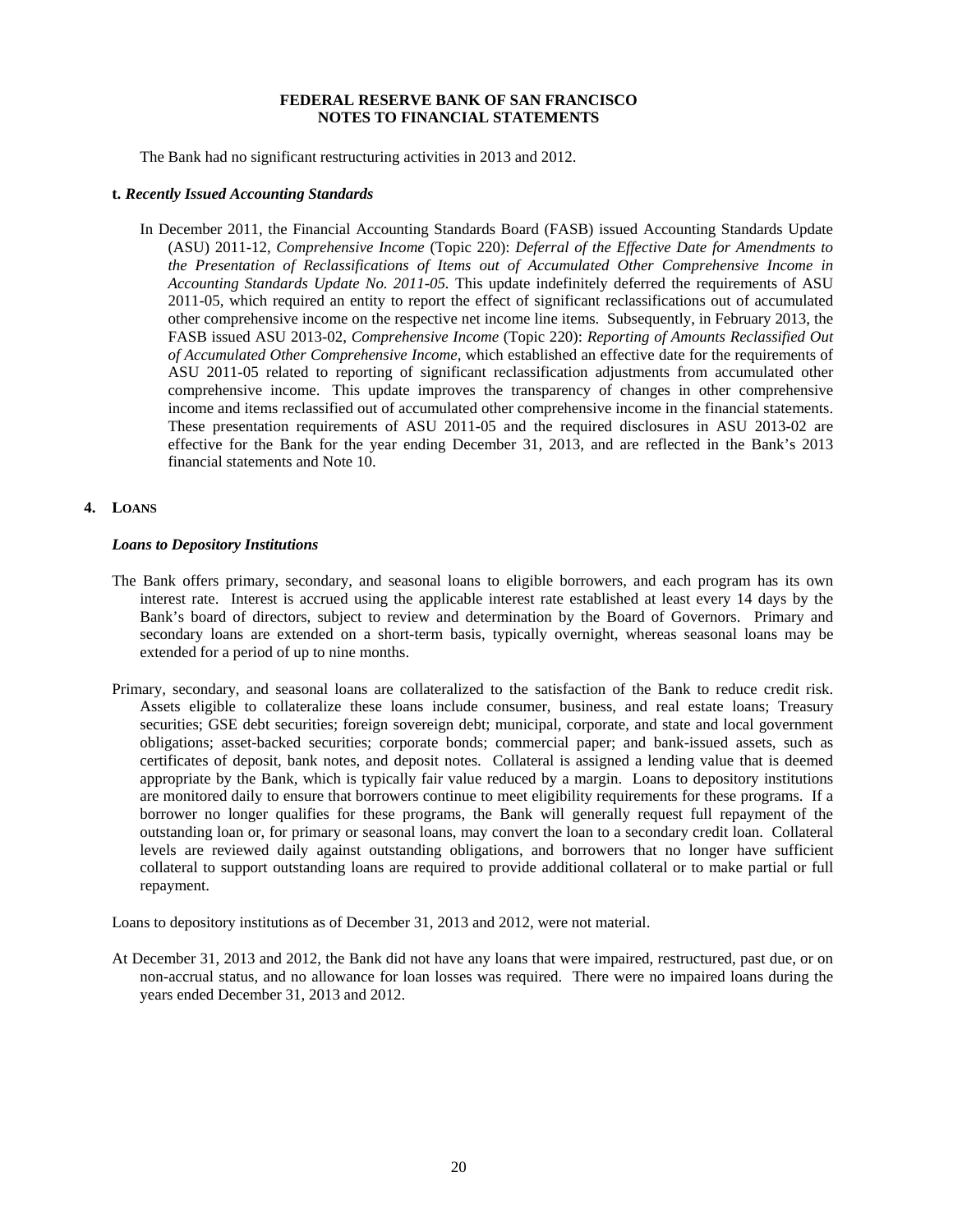The Bank had no significant restructuring activities in 2013 and 2012.

**t.** ***Recently Issued Accounting Standards***

In December 2011, the Financial Accounting Standards Board (FASB) issued Accounting Standards Update (ASU) 2011-12, *Comprehensive Income* (Topic 220): *Deferral of the Effective Date for Amendments to the Presentation of Reclassifications of Items out of Accumulated Other Comprehensive Income in Accounting Standards Update No. 2011-05.* This update indefinitely deferred the requirements of ASU 2011-05, which required an entity to report the effect of significant reclassifications out of accumulated other comprehensive income on the respective net income line items. Subsequently, in February 2013, the FASB issued ASU 2013-02, *Comprehensive Income* (Topic 220): *Reporting of Amounts Reclassified Out of Accumulated Other Comprehensive Income*, which established an effective date for the requirements of ASU 2011-05 related to reporting of significant reclassification adjustments from accumulated other comprehensive income. This update improves the transparency of changes in other comprehensive income and items reclassified out of accumulated other comprehensive income in the financial statements. These presentation requirements of ASU 2011-05 and the required disclosures in ASU 2013-02 are effective for the Bank for the year ending December 31, 2013, and are reflected in the Bank's 2013 financial statements and Note 10.

## 4. LOANS

***Loans to Depository Institutions***

The Bank offers primary, secondary, and seasonal loans to eligible borrowers, and each program has its own interest rate. Interest is accrued using the applicable interest rate established at least every 14 days by the Bank's board of directors, subject to review and determination by the Board of Governors. Primary and secondary loans are extended on a short-term basis, typically overnight, whereas seasonal loans may be extended for a period of up to nine months.

Primary, secondary, and seasonal loans are collateralized to the satisfaction of the Bank to reduce credit risk. Assets eligible to collateralize these loans include consumer, business, and real estate loans; Treasury securities; GSE debt securities; foreign sovereign debt; municipal, corporate, and state and local government obligations; asset-backed securities; corporate bonds; commercial paper; and bank-issued assets, such as certificates of deposit, bank notes, and deposit notes. Collateral is assigned a lending value that is deemed appropriate by the Bank, which is typically fair value reduced by a margin. Loans to depository institutions are monitored daily to ensure that borrowers continue to meet eligibility requirements for these programs. If a borrower no longer qualifies for these programs, the Bank will generally request full repayment of the outstanding loan or, for primary or seasonal loans, may convert the loan to a secondary credit loan. Collateral levels are reviewed daily against outstanding obligations, and borrowers that no longer have sufficient collateral to support outstanding loans are required to provide additional collateral or to make partial or full repayment.

Loans to depository institutions as of December 31, 2013 and 2012, were not material.

At December 31, 2013 and 2012, the Bank did not have any loans that were impaired, restructured, past due, or on non-accrual status, and no allowance for loan losses was required. There were no impaired loans during the years ended December 31, 2013 and 2012.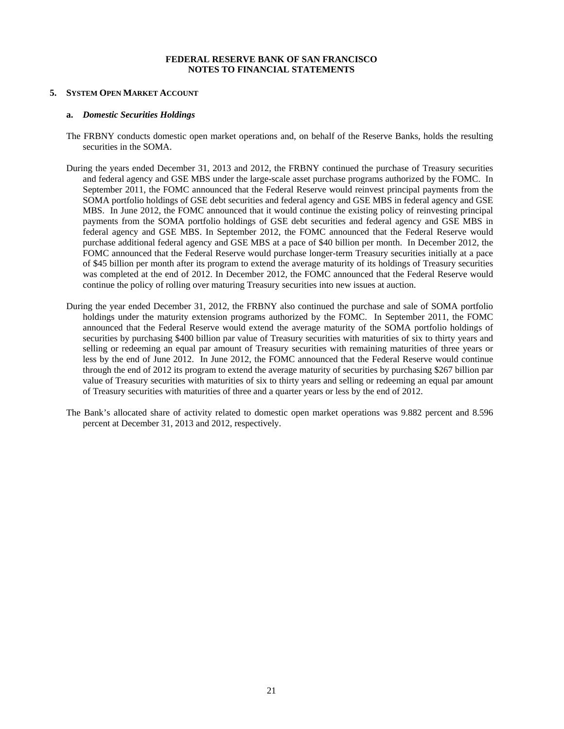## 5. SYSTEM OPEN MARKET ACCOUNT

### a. *Domestic Securities Holdings*

The FRBNY conducts domestic open market operations and, on behalf of the Reserve Banks, holds the resulting securities in the SOMA.

During the years ended December 31, 2013 and 2012, the FRBNY continued the purchase of Treasury securities and federal agency and GSE MBS under the large-scale asset purchase programs authorized by the FOMC. In September 2011, the FOMC announced that the Federal Reserve would reinvest principal payments from the SOMA portfolio holdings of GSE debt securities and federal agency and GSE MBS in federal agency and GSE MBS. In June 2012, the FOMC announced that it would continue the existing policy of reinvesting principal payments from the SOMA portfolio holdings of GSE debt securities and federal agency and GSE MBS in federal agency and GSE MBS. In September 2012, the FOMC announced that the Federal Reserve would purchase additional federal agency and GSE MBS at a pace of $40 billion per month. In December 2012, the FOMC announced that the Federal Reserve would purchase longer-term Treasury securities initially at a pace of $45 billion per month after its program to extend the average maturity of its holdings of Treasury securities was completed at the end of 2012. In December 2012, the FOMC announced that the Federal Reserve would continue the policy of rolling over maturing Treasury securities into new issues at auction.

During the year ended December 31, 2012, the FRBNY also continued the purchase and sale of SOMA portfolio holdings under the maturity extension programs authorized by the FOMC. In September 2011, the FOMC announced that the Federal Reserve would extend the average maturity of the SOMA portfolio holdings of securities by purchasing $400 billion par value of Treasury securities with maturities of six to thirty years and selling or redeeming an equal par amount of Treasury securities with remaining maturities of three years or less by the end of June 2012. In June 2012, the FOMC announced that the Federal Reserve would continue through the end of 2012 its program to extend the average maturity of securities by purchasing $267 billion par value of Treasury securities with maturities of six to thirty years and selling or redeeming an equal par amount of Treasury securities with maturities of three and a quarter years or less by the end of 2012.

The Bank's allocated share of activity related to domestic open market operations was 9.882 percent and 8.596 percent at December 31, 2013 and 2012, respectively.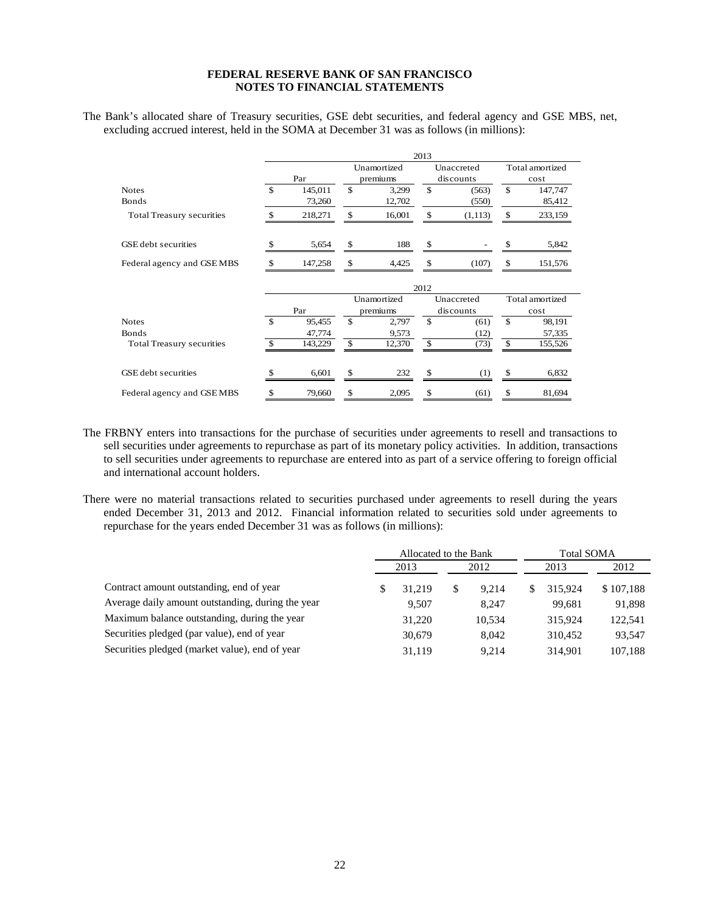**FEDERAL RESERVE BANK OF SAN FRANCISCO**
**NOTES TO FINANCIAL STATEMENTS**

The Bank's allocated share of Treasury securities, GSE debt securities, and federal agency and GSE MBS, net, excluding accrued interest, held in the SOMA at December 31 was as follows (in millions):

| | 2013 | | | |
|---|---|---|---|---|
| | Par | Unamortized premiums | Unaccreted discounts | Total amortized cost |
| Notes | $ 145,011 | $ 3,299 | $ (563) | $ 147,747 |
| Bonds | 73,260 | 12,702 | (550) | 85,412 |
| Total Treasury securities | $ 218,271 | $ 16,001 | $ (1,113) | $ 233,159 |
| GSE debt securities | $ 5,654 | $ 188 | $ - | $ 5,842 |
| Federal agency and GSE MBS | $ 147,258 | $ 4,425 | $ (107) | $ 151,576 |

| | 2012 | | | |
|---|---|---|---|---|
| | Par | Unamortized premiums | Unaccreted discounts | Total amortized cost |
| Notes | $ 95,455 | $ 2,797 | $ (61) | $ 98,191 |
| Bonds | 47,774 | 9,573 | (12) | 57,335 |
| Total Treasury securities | $ 143,229 | $ 12,370 | $ (73) | $ 155,526 |
| GSE debt securities | $ 6,601 | $ 232 | $ (1) | $ 6,832 |
| Federal agency and GSE MBS | $ 79,660 | $ 2,095 | $ (61) | $ 81,694 |

The FRBNY enters into transactions for the purchase of securities under agreements to resell and transactions to sell securities under agreements to repurchase as part of its monetary policy activities. In addition, transactions to sell securities under agreements to repurchase are entered into as part of a service offering to foreign official and international account holders.

There were no material transactions related to securities purchased under agreements to resell during the years ended December 31, 2013 and 2012. Financial information related to securities sold under agreements to repurchase for the years ended December 31 was as follows (in millions):

| | Allocated to the Bank | | Total SOMA | |
|---|---|---|---|---|
| | 2013 | 2012 | 2013 | 2012 |
| Contract amount outstanding, end of year | $ 31,219 | $ 9,214 | $ 315,924 | $ 107,188 |
| Average daily amount outstanding, during the year | 9,507 | 8,247 | 99,681 | 91,898 |
| Maximum balance outstanding, during the year | 31,220 | 10,534 | 315,924 | 122,541 |
| Securities pledged (par value), end of year | 30,679 | 8,042 | 310,452 | 93,547 |
| Securities pledged (market value), end of year | 31,119 | 9,214 | 314,901 | 107,188 |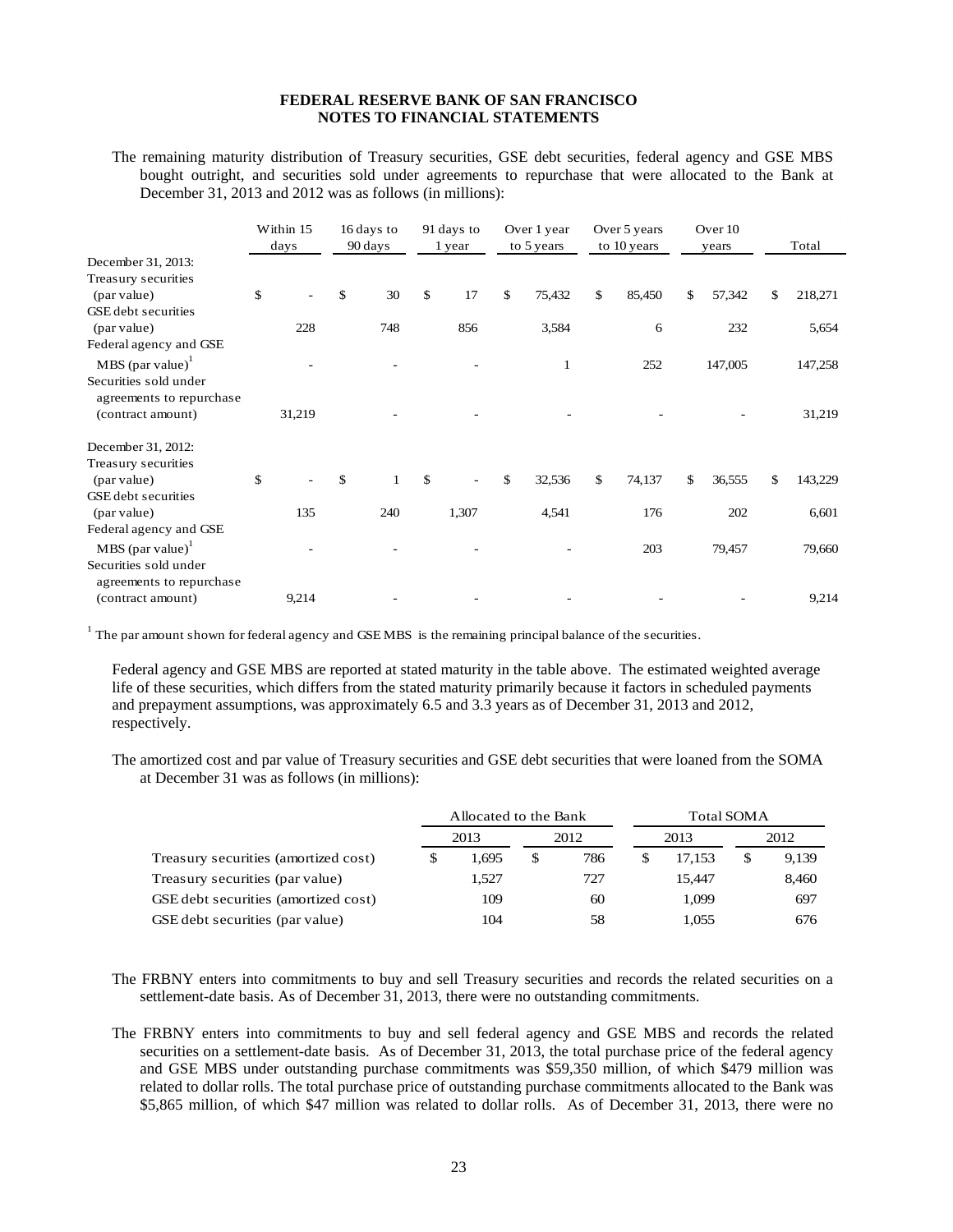The remaining maturity distribution of Treasury securities, GSE debt securities, federal agency and GSE MBS bought outright, and securities sold under agreements to repurchase that were allocated to the Bank at December 31, 2013 and 2012 was as follows (in millions):

| | Within 15 days | 16 days to 90 days | 91 days to 1 year | Over 1 year to 5 years | Over 5 years to 10 years | Over 10 years | Total |
|---|---|---|---|---|---|---|---|
| December 31, 2013: | | | | | | | |
| Treasury securities (par value) | $ - | $ 30 | $ 17 | $ 75,432 | $ 85,450 | $ 57,342 | $ 218,271 |
| GSE debt securities (par value) | 228 | 748 | 856 | 3,584 | 6 | 232 | 5,654 |
| Federal agency and GSE MBS (par value)[1] | - | - | - | 1 | 252 | 147,005 | 147,258 |
| Securities sold under agreements to repurchase (contract amount) | 31,219 | - | - | - | - | - | 31,219 |
| December 31, 2012: | | | | | | | |
| Treasury securities (par value) | $ - | $ 1 | $ - | $ 32,536 | $ 74,137 | $ 36,555 | $ 143,229 |
| GSE debt securities (par value) | 135 | 240 | 1,307 | 4,541 | 176 | 202 | 6,601 |
| Federal agency and GSE MBS (par value)[1] | - | - | - | - | 203 | 79,457 | 79,660 |
| Securities sold under agreements to repurchase (contract amount) | 9,214 | - | - | - | - | - | 9,214 |

[1] The par amount shown for federal agency and GSE MBS is the remaining principal balance of the securities.

Federal agency and GSE MBS are reported at stated maturity in the table above. The estimated weighted average life of these securities, which differs from the stated maturity primarily because it factors in scheduled payments and prepayment assumptions, was approximately 6.5 and 3.3 years as of December 31, 2013 and 2012, respectively.

The amortized cost and par value of Treasury securities and GSE debt securities that were loaned from the SOMA at December 31 was as follows (in millions):

| | Allocated to the Bank | | Total SOMA | |
|---|---|---|---|---|
| | 2013 | 2012 | 2013 | 2012 |
| Treasury securities (amortized cost) | $ 1,695 | $ 786 | $ 17,153 | $ 9,139 |
| Treasury securities (par value) | 1,527 | 727 | 15,447 | 8,460 |
| GSE debt securities (amortized cost) | 109 | 60 | 1,099 | 697 |
| GSE debt securities (par value) | 104 | 58 | 1,055 | 676 |

The FRBNY enters into commitments to buy and sell Treasury securities and records the related securities on a settlement-date basis. As of December 31, 2013, there were no outstanding commitments.

The FRBNY enters into commitments to buy and sell federal agency and GSE MBS and records the related securities on a settlement-date basis. As of December 31, 2013, the total purchase price of the federal agency and GSE MBS under outstanding purchase commitments was $59,350 million, of which $479 million was related to dollar rolls. The total purchase price of outstanding purchase commitments allocated to the Bank was $5,865 million, of which $47 million was related to dollar rolls. As of December 31, 2013, there were no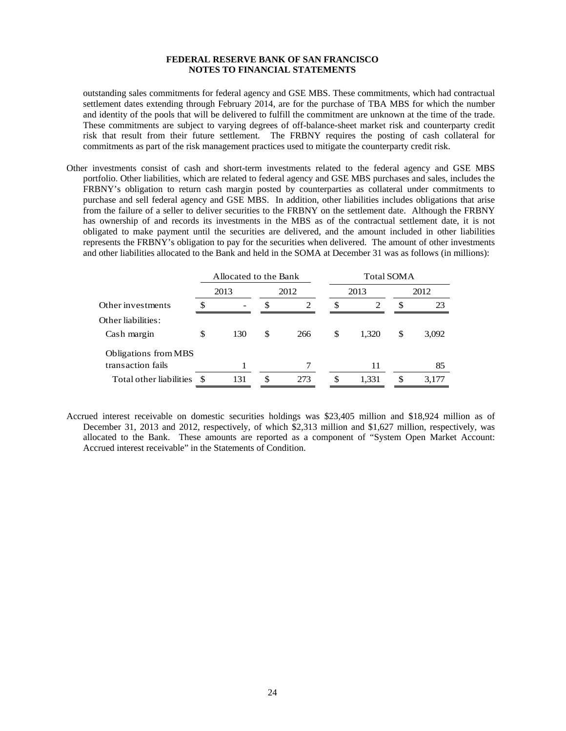outstanding sales commitments for federal agency and GSE MBS. These commitments, which had contractual settlement dates extending through February 2014, are for the purchase of TBA MBS for which the number and identity of the pools that will be delivered to fulfill the commitment are unknown at the time of the trade. These commitments are subject to varying degrees of off-balance-sheet market risk and counterparty credit risk that result from their future settlement. The FRBNY requires the posting of cash collateral for commitments as part of the risk management practices used to mitigate the counterparty credit risk.

Other investments consist of cash and short-term investments related to the federal agency and GSE MBS portfolio. Other liabilities, which are related to federal agency and GSE MBS purchases and sales, includes the FRBNY's obligation to return cash margin posted by counterparties as collateral under commitments to purchase and sell federal agency and GSE MBS. In addition, other liabilities includes obligations that arise from the failure of a seller to deliver securities to the FRBNY on the settlement date. Although the FRBNY has ownership of and records its investments in the MBS as of the contractual settlement date, it is not obligated to make payment until the securities are delivered, and the amount included in other liabilities represents the FRBNY's obligation to pay for the securities when delivered. The amount of other investments and other liabilities allocated to the Bank and held in the SOMA at December 31 was as follows (in millions):

| | Allocated to the Bank | | Total SOMA | |
|---|---|---|---|---|
| | 2013 | 2012 | 2013 | 2012 |
| Other investments | $ - | $ 2 | $ 2 | $ 23 |
| Other liabilities: | | | | |
| Cash margin | $ 130 | $ 266 | $ 1,320 | $ 3,092 |
| Obligations from MBS transaction fails | 1 | 7 | 11 | 85 |
| Total other liabilities | $ 131 | $ 273 | $ 1,331 | $ 3,177 |

Accrued interest receivable on domestic securities holdings was $23,405 million and $18,924 million as of December 31, 2013 and 2012, respectively, of which $2,313 million and $1,627 million, respectively, was allocated to the Bank. These amounts are reported as a component of "System Open Market Account: Accrued interest receivable" in the Statements of Condition.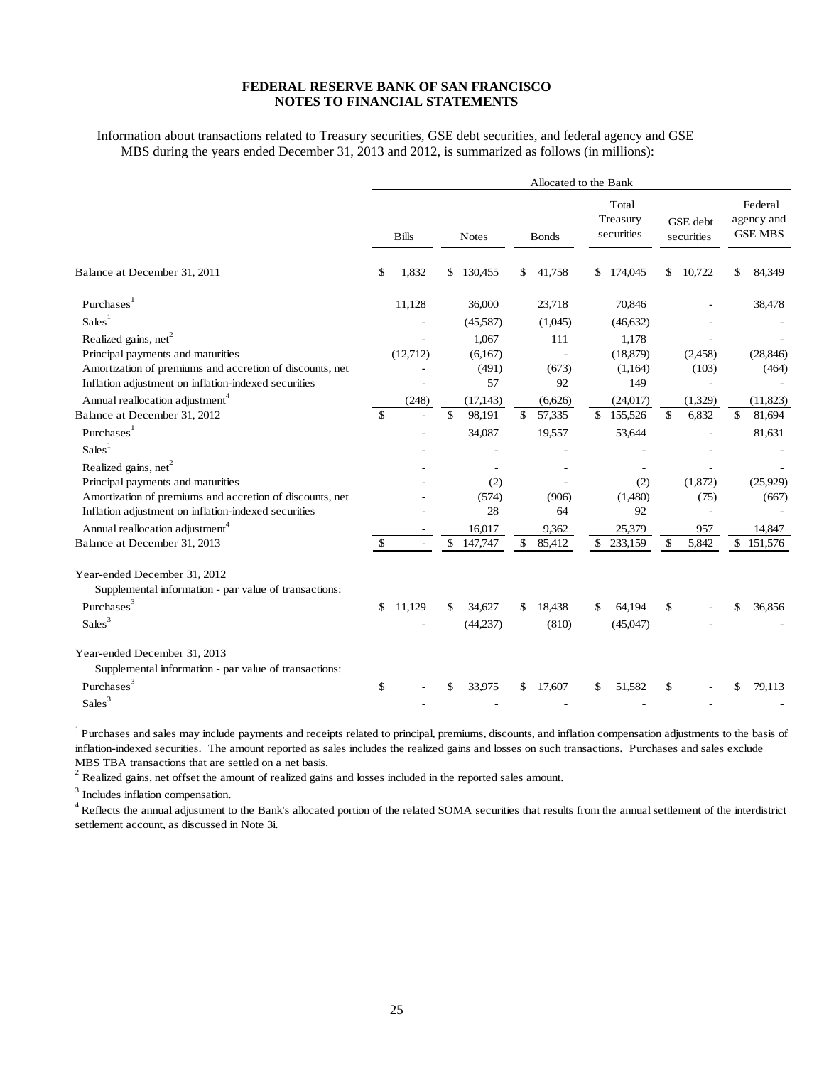**FEDERAL RESERVE BANK OF SAN FRANCISCO**
**NOTES TO FINANCIAL STATEMENTS**

Information about transactions related to Treasury securities, GSE debt securities, and federal agency and GSE MBS during the years ended December 31, 2013 and 2012, is summarized as follows (in millions):

| | Allocated to the Bank | | | | | |
|---|---|---|---|---|---|---|
| | Bills | Notes | Bonds | Total Treasury securities | GSE debt securities | Federal agency and GSE MBS |
| Balance at December 31, 2011 | $ 1,832 | $ 130,455 | $ 41,758 | $ 174,045 | $ 10,722 | $ 84,349 |
| Purchases[1] | 11,128 | 36,000 | 23,718 | 70,846 | - | 38,478 |
| Sales[1] | - | (45,587) | (1,045) | (46,632) | - | - |
| Realized gains, net[2] | - | 1,067 | 111 | 1,178 | - | - |
| Principal payments and maturities | (12,712) | (6,167) | - | (18,879) | (2,458) | (28,846) |
| Amortization of premiums and accretion of discounts, net | - | (491) | (673) | (1,164) | (103) | (464) |
| Inflation adjustment on inflation-indexed securities | - | 57 | 92 | 149 | - | - |
| Annual reallocation adjustment[4] | (248) | (17,143) | (6,626) | (24,017) | (1,329) | (11,823) |
| Balance at December 31, 2012 | $ - | $ 98,191 | $ 57,335 | $ 155,526 | $ 6,832 | $ 81,694 |
| Purchases[1] | - | 34,087 | 19,557 | 53,644 | - | 81,631 |
| Sales[1] | - | - | - | - | - | - |
| Realized gains, net[2] | - | - | - | - | - | - |
| Principal payments and maturities | - | (2) | - | (2) | (1,872) | (25,929) |
| Amortization of premiums and accretion of discounts, net | - | (574) | (906) | (1,480) | (75) | (667) |
| Inflation adjustment on inflation-indexed securities | - | 28 | 64 | 92 | - | - |
| Annual reallocation adjustment[4] | - | 16,017 | 9,362 | 25,379 | 957 | 14,847 |
| Balance at December 31, 2013 | $ - | $ 147,747 | $ 85,412 | $ 233,159 | $ 5,842 | $ 151,576 |
| Year-ended December 31, 2012 | | | | | | |
| Supplemental information - par value of transactions: | | | | | | |
| Purchases[3] | $ 11,129 | $ 34,627 | $ 18,438 | $ 64,194 | $ - | $ 36,856 |
| Sales[3] | - | (44,237) | (810) | (45,047) | - | - |
| Year-ended December 31, 2013 | | | | | | |
| Supplemental information - par value of transactions: | | | | | | |
| Purchases[3] | $ - | $ 33,975 | $ 17,607 | $ 51,582 | $ - | $ 79,113 |
| Sales[3] | - | - | - | - | - | - |

[1] Purchases and sales may include payments and receipts related to principal, premiums, discounts, and inflation compensation adjustments to the basis of inflation-indexed securities. The amount reported as sales includes the realized gains and losses on such transactions. Purchases and sales exclude MBS TBA transactions that are settled on a net basis.

[2] Realized gains, net offset the amount of realized gains and losses included in the reported sales amount.

[3] Includes inflation compensation.

[4] Reflects the annual adjustment to the Bank's allocated portion of the related SOMA securities that results from the annual settlement of the interdistrict settlement account, as discussed in Note 3i.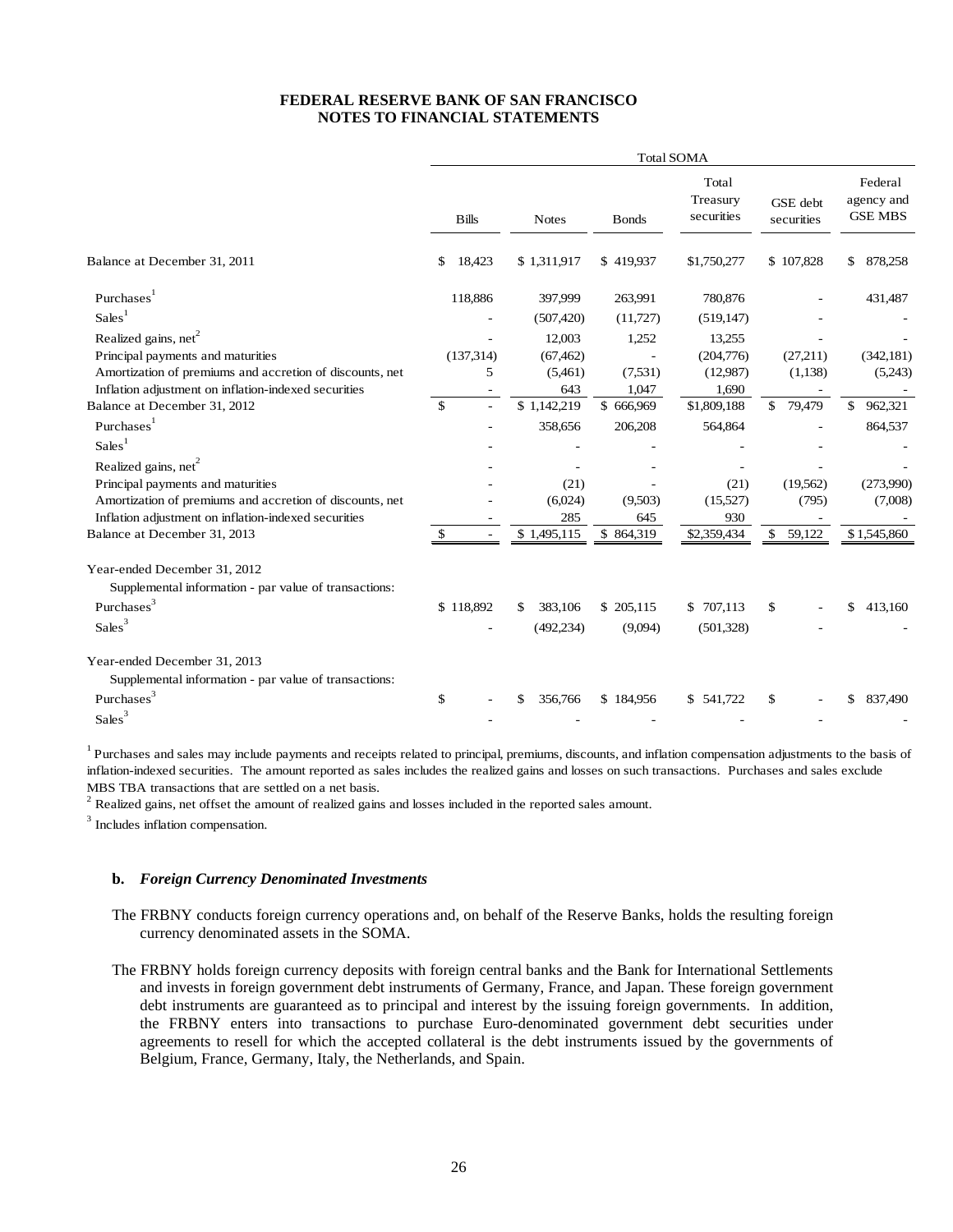**FEDERAL RESERVE BANK OF SAN FRANCISCO**
**NOTES TO FINANCIAL STATEMENTS**

| | Total SOMA | | | | | |
|---|---|---|---|---|---|---|
| | Bills | Notes | Bonds | Total Treasury securities | GSE debt securities | Federal agency and GSE MBS |
| Balance at December 31, 2011 | $ 18,423 | $ 1,311,917 | $ 419,937 | $1,750,277 | $ 107,828 | $ 878,258 |
| Purchases[1] | 118,886 | 397,999 | 263,991 | 780,876 | - | 431,487 |
| Sales[1] | - | (507,420) | (11,727) | (519,147) | - | - |
| Realized gains, net[2] | - | 12,003 | 1,252 | 13,255 | - | - |
| Principal payments and maturities | (137,314) | (67,462) | - | (204,776) | (27,211) | (342,181) |
| Amortization of premiums and accretion of discounts, net | 5 | (5,461) | (7,531) | (12,987) | (1,138) | (5,243) |
| Inflation adjustment on inflation-indexed securities | - | 643 | 1,047 | 1,690 | - | - |
| Balance at December 31, 2012 | $ - | $ 1,142,219 | $ 666,969 | $1,809,188 | $ 79,479 | $ 962,321 |
| Purchases[1] | - | 358,656 | 206,208 | 564,864 | - | 864,537 |
| Sales[1] | - | - | - | - | - | - |
| Realized gains, net[2] | - | - | - | - | - | - |
| Principal payments and maturities | - | (21) | - | (21) | (19,562) | (273,990) |
| Amortization of premiums and accretion of discounts, net | - | (6,024) | (9,503) | (15,527) | (795) | (7,008) |
| Inflation adjustment on inflation-indexed securities | - | 285 | 645 | 930 | - | - |
| Balance at December 31, 2013 | $ - | $ 1,495,115 | $ 864,319 | $2,359,434 | $ 59,122 | $ 1,545,860 |
| Year-ended December 31, 2012 | | | | | | |
| Supplemental information - par value of transactions: | | | | | | |
| Purchases[3] | $ 118,892 | $ 383,106 | $ 205,115 | $ 707,113 | $ - | $ 413,160 |
| Sales[3] | - | (492,234) | (9,094) | (501,328) | - | - |
| Year-ended December 31, 2013 | | | | | | |
| Supplemental information - par value of transactions: | | | | | | |
| Purchases[3] | $ - | $ 356,766 | $ 184,956 | $ 541,722 | $ - | $ 837,490 |
| Sales[3] | - | - | - | - | - | - |

[1] Purchases and sales may include payments and receipts related to principal, premiums, discounts, and inflation compensation adjustments to the basis of inflation-indexed securities. The amount reported as sales includes the realized gains and losses on such transactions. Purchases and sales exclude MBS TBA transactions that are settled on a net basis.

[2] Realized gains, net offset the amount of realized gains and losses included in the reported sales amount.

[3] Includes inflation compensation.

**b. *Foreign Currency Denominated Investments***

The FRBNY conducts foreign currency operations and, on behalf of the Reserve Banks, holds the resulting foreign currency denominated assets in the SOMA.

The FRBNY holds foreign currency deposits with foreign central banks and the Bank for International Settlements and invests in foreign government debt instruments of Germany, France, and Japan. These foreign government debt instruments are guaranteed as to principal and interest by the issuing foreign governments. In addition, the FRBNY enters into transactions to purchase Euro-denominated government debt securities under agreements to resell for which the accepted collateral is the debt instruments issued by the governments of Belgium, France, Germany, Italy, the Netherlands, and Spain.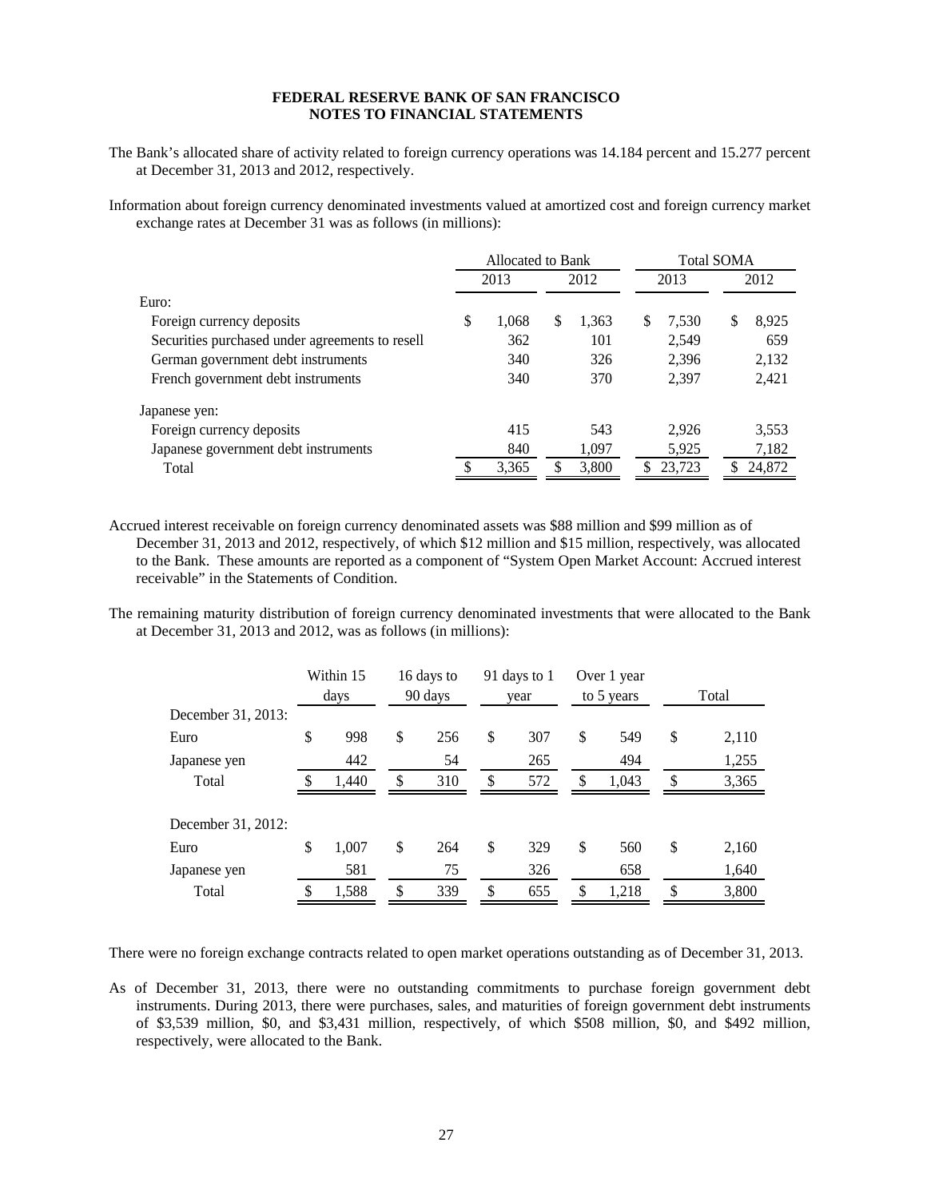The Bank's allocated share of activity related to foreign currency operations was 14.184 percent and 15.277 percent at December 31, 2013 and 2012, respectively.

Information about foreign currency denominated investments valued at amortized cost and foreign currency market exchange rates at December 31 was as follows (in millions):

| | Allocated to Bank | | Total SOMA | |
|---|---|---|---|---|
| | 2013 | 2012 | 2013 | 2012 |
| Euro: | | | | |
| Foreign currency deposits | $ 1,068 | $ 1,363 | $ 7,530 | $ 8,925 |
| Securities purchased under agreements to resell | 362 | 101 | 2,549 | 659 |
| German government debt instruments | 340 | 326 | 2,396 | 2,132 |
| French government debt instruments | 340 | 370 | 2,397 | 2,421 |
| Japanese yen: | | | | |
| Foreign currency deposits | 415 | 543 | 2,926 | 3,553 |
| Japanese government debt instruments | 840 | 1,097 | 5,925 | 7,182 |
| Total | $ 3,365 | $ 3,800 | $ 23,723 | $ 24,872 |

Accrued interest receivable on foreign currency denominated assets was $88 million and $99 million as of December 31, 2013 and 2012, respectively, of which $12 million and $15 million, respectively, was allocated to the Bank. These amounts are reported as a component of "System Open Market Account: Accrued interest receivable" in the Statements of Condition.

The remaining maturity distribution of foreign currency denominated investments that were allocated to the Bank at December 31, 2013 and 2012, was as follows (in millions):

| | Within 15 days | 16 days to 90 days | 91 days to 1 year | Over 1 year to 5 years | Total |
|---|---|---|---|---|---|
| December 31, 2013: | | | | | |
| Euro | $ 998 | $ 256 | $ 307 | $ 549 | $ 2,110 |
| Japanese yen | 442 | 54 | 265 | 494 | 1,255 |
| Total | $ 1,440 | $ 310 | $ 572 | $ 1,043 | $ 3,365 |
| December 31, 2012: | | | | | |
| Euro | $ 1,007 | $ 264 | $ 329 | $ 560 | $ 2,160 |
| Japanese yen | 581 | 75 | 326 | 658 | 1,640 |
| Total | $ 1,588 | $ 339 | $ 655 | $ 1,218 | $ 3,800 |

There were no foreign exchange contracts related to open market operations outstanding as of December 31, 2013.

As of December 31, 2013, there were no outstanding commitments to purchase foreign government debt instruments. During 2013, there were purchases, sales, and maturities of foreign government debt instruments of $3,539 million, $0, and $3,431 million, respectively, of which $508 million, $0, and $492 million, respectively, were allocated to the Bank.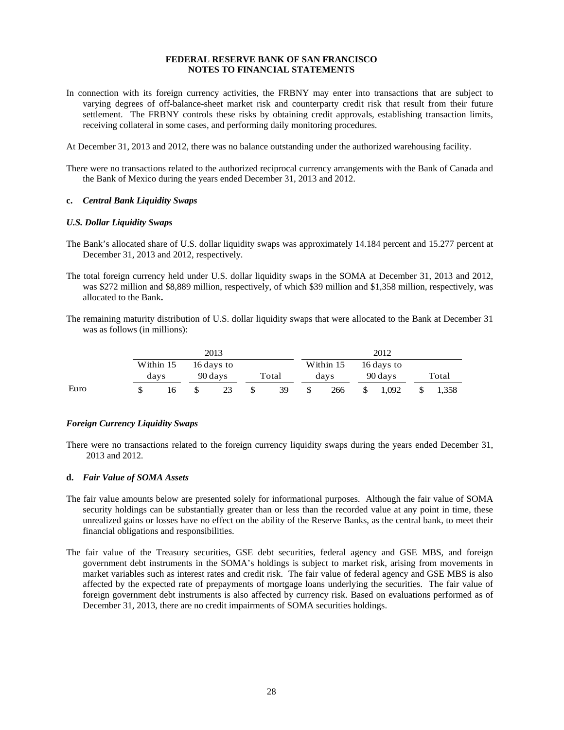In connection with its foreign currency activities, the FRBNY may enter into transactions that are subject to varying degrees of off-balance-sheet market risk and counterparty credit risk that result from their future settlement. The FRBNY controls these risks by obtaining credit approvals, establishing transaction limits, receiving collateral in some cases, and performing daily monitoring procedures.

At December 31, 2013 and 2012, there was no balance outstanding under the authorized warehousing facility.

There were no transactions related to the authorized reciprocal currency arrangements with the Bank of Canada and the Bank of Mexico during the years ended December 31, 2013 and 2012.

**c.** ***Central Bank Liquidity Swaps***

***U.S. Dollar Liquidity Swaps***

The Bank's allocated share of U.S. dollar liquidity swaps was approximately 14.184 percent and 15.277 percent at December 31, 2013 and 2012, respectively.

The total foreign currency held under U.S. dollar liquidity swaps in the SOMA at December 31, 2013 and 2012, was $272 million and $8,889 million, respectively, of which $39 million and $1,358 million, respectively, was allocated to the Bank**.**

The remaining maturity distribution of U.S. dollar liquidity swaps that were allocated to the Bank at December 31 was as follows (in millions):

| | 2013 | | | 2012 | | |
|---|---|---|---|---|---|---|
| | Within 15 days | 16 days to 90 days | Total | Within 15 days | 16 days to 90 days | Total |
| Euro | $ 16 | $ 23 | $ 39 | $ 266 | $ 1,092 | $ 1,358 |

***Foreign Currency Liquidity Swaps***

There were no transactions related to the foreign currency liquidity swaps during the years ended December 31, 2013 and 2012.

**d.** ***Fair Value of SOMA Assets***

The fair value amounts below are presented solely for informational purposes. Although the fair value of SOMA security holdings can be substantially greater than or less than the recorded value at any point in time, these unrealized gains or losses have no effect on the ability of the Reserve Banks, as the central bank, to meet their financial obligations and responsibilities.

The fair value of the Treasury securities, GSE debt securities, federal agency and GSE MBS, and foreign government debt instruments in the SOMA's holdings is subject to market risk, arising from movements in market variables such as interest rates and credit risk. The fair value of federal agency and GSE MBS is also affected by the expected rate of prepayments of mortgage loans underlying the securities. The fair value of foreign government debt instruments is also affected by currency risk. Based on evaluations performed as of December 31, 2013, there are no credit impairments of SOMA securities holdings.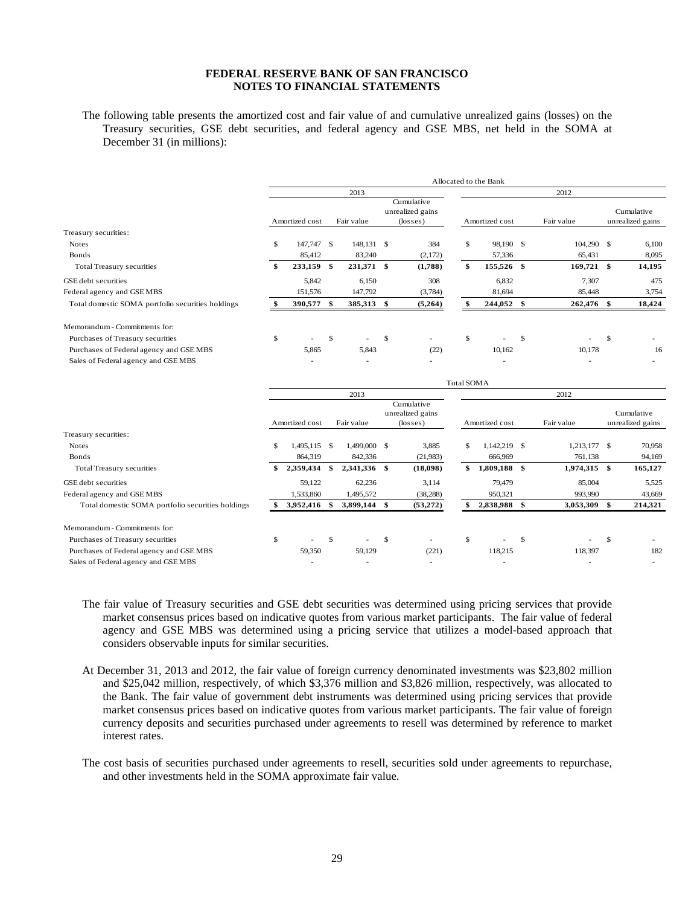**FEDERAL RESERVE BANK OF SAN FRANCISCO**
**NOTES TO FINANCIAL STATEMENTS**

The following table presents the amortized cost and fair value of and cumulative unrealized gains (losses) on the Treasury securities, GSE debt securities, and federal agency and GSE MBS, net held in the SOMA at December 31 (in millions):

| | Allocated to the Bank | | | | | |
|---|---|---|---|---|---|---|
| | 2013 | | | 2012 | | |
| | Amortized cost | Fair value | Cumulative unrealized gains (losses) | Amortized cost | Fair value | Cumulative unrealized gains |
| Treasury securities: | | | | | | |
| Notes | $ 147,747 | $ 148,131 | $ 384 | $ 98,190 | $ 104,290 | $ 6,100 |
| Bonds | 85,412 | 83,240 | (2,172) | 57,336 | 65,431 | 8,095 |
| Total Treasury securities | **$ 233,159** | **$ 231,371** | **$ (1,788)** | **$ 155,526** | **$ 169,721** | **$ 14,195** |
| GSE debt securities | 5,842 | 6,150 | 308 | 6,832 | 7,307 | 475 |
| Federal agency and GSE MBS | 151,576 | 147,792 | (3,784) | 81,694 | 85,448 | 3,754 |
| Total domestic SOMA portfolio securities holdings | **$ 390,577** | **$ 385,313** | **$ (5,264)** | **$ 244,052** | **$ 262,476** | **$ 18,424** |
| Memorandum - Commitments for: | | | | | | |
| Purchases of Treasury securities | $ - | $ - | $ - | $ - | $ - | $ - |
| Purchases of Federal agency and GSE MBS | 5,865 | 5,843 | (22) | 10,162 | 10,178 | 16 |
| Sales of Federal agency and GSE MBS | - | - | - | - | - | - |

| | Total SOMA | | | | | |
|---|---|---|---|---|---|---|
| | 2013 | | | 2012 | | |
| | Amortized cost | Fair value | Cumulative unrealized gains (losses) | Amortized cost | Fair value | Cumulative unrealized gains |
| Treasury securities: | | | | | | |
| Notes | $ 1,495,115 | $ 1,499,000 | $ 3,885 | $ 1,142,219 | $ 1,213,177 | $ 70,958 |
| Bonds | 864,319 | 842,336 | (21,983) | 666,969 | 761,138 | 94,169 |
| Total Treasury securities | **$ 2,359,434** | **$ 2,341,336** | **$ (18,098)** | **$ 1,809,188** | **$ 1,974,315** | **$ 165,127** |
| GSE debt securities | 59,122 | 62,236 | 3,114 | 79,479 | 85,004 | 5,525 |
| Federal agency and GSE MBS | 1,533,860 | 1,495,572 | (38,288) | 950,321 | 993,990 | 43,669 |
| Total domestic SOMA portfolio securities holdings | **$ 3,952,416** | **$ 3,899,144** | **$ (53,272)** | **$ 2,838,988** | **$ 3,053,309** | **$ 214,321** |
| Memorandum - Commitments for: | | | | | | |
| Purchases of Treasury securities | $ - | $ - | $ - | $ - | $ - | $ - |
| Purchases of Federal agency and GSE MBS | 59,350 | 59,129 | (221) | 118,215 | 118,397 | 182 |
| Sales of Federal agency and GSE MBS | - | - | - | - | - | - |

The fair value of Treasury securities and GSE debt securities was determined using pricing services that provide market consensus prices based on indicative quotes from various market participants. The fair value of federal agency and GSE MBS was determined using a pricing service that utilizes a model-based approach that considers observable inputs for similar securities.

At December 31, 2013 and 2012, the fair value of foreign currency denominated investments was $23,802 million and $25,042 million, respectively, of which $3,376 million and $3,826 million, respectively, was allocated to the Bank. The fair value of government debt instruments was determined using pricing services that provide market consensus prices based on indicative quotes from various market participants. The fair value of foreign currency deposits and securities purchased under agreements to resell was determined by reference to market interest rates.

The cost basis of securities purchased under agreements to resell, securities sold under agreements to repurchase, and other investments held in the SOMA approximate fair value.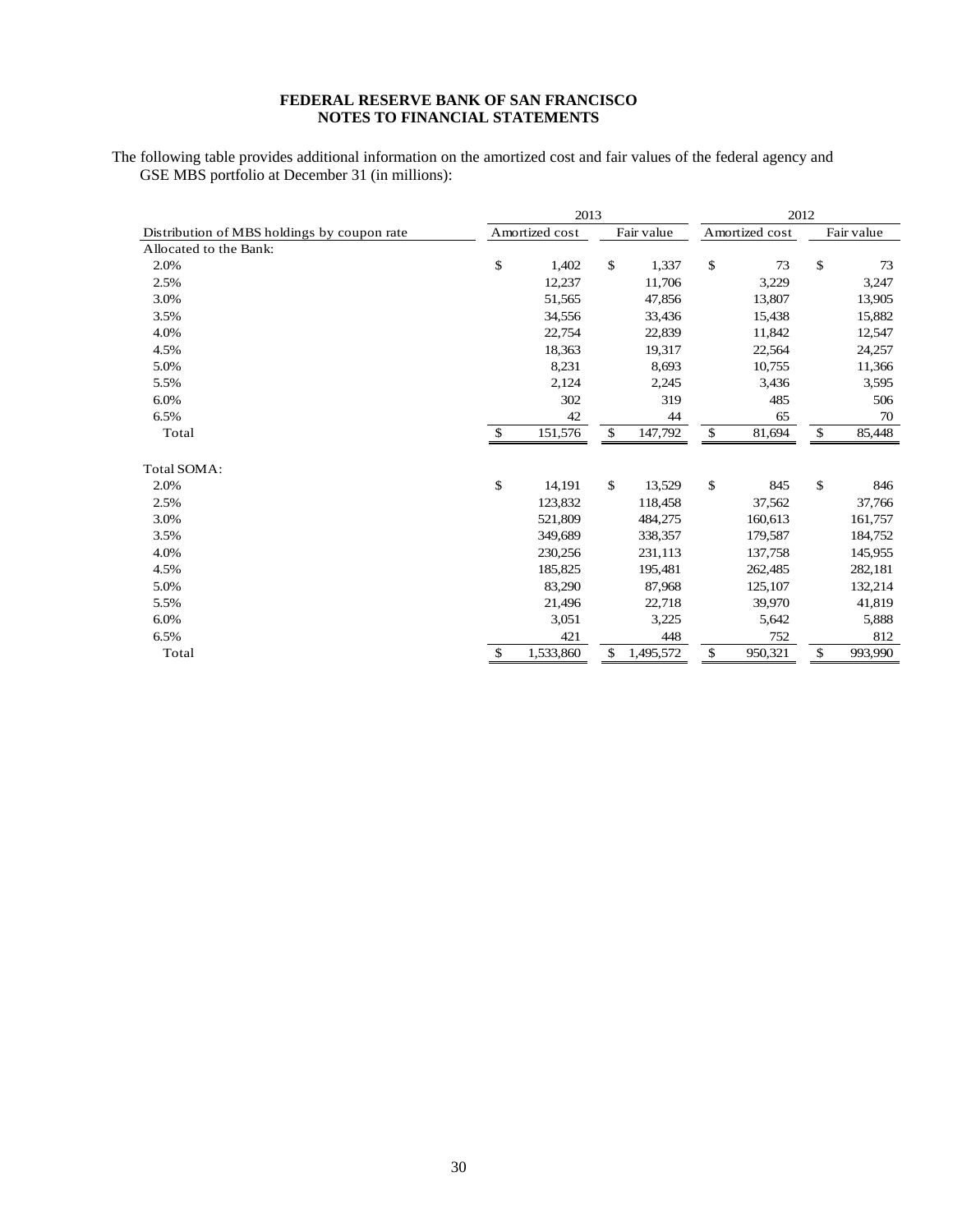**FEDERAL RESERVE BANK OF SAN FRANCISCO**
**NOTES TO FINANCIAL STATEMENTS**

The following table provides additional information on the amortized cost and fair values of the federal agency and GSE MBS portfolio at December 31 (in millions):

| | 2013 | | 2012 | |
|---|---|---|---|---|
| Distribution of MBS holdings by coupon rate | Amortized cost | Fair value | Amortized cost | Fair value |
| Allocated to the Bank: | | | | |
| 2.0% | $ 1,402 | $ 1,337 | $ 73 | $ 73 |
| 2.5% | 12,237 | 11,706 | 3,229 | 3,247 |
| 3.0% | 51,565 | 47,856 | 13,807 | 13,905 |
| 3.5% | 34,556 | 33,436 | 15,438 | 15,882 |
| 4.0% | 22,754 | 22,839 | 11,842 | 12,547 |
| 4.5% | 18,363 | 19,317 | 22,564 | 24,257 |
| 5.0% | 8,231 | 8,693 | 10,755 | 11,366 |
| 5.5% | 2,124 | 2,245 | 3,436 | 3,595 |
| 6.0% | 302 | 319 | 485 | 506 |
| 6.5% | 42 | 44 | 65 | 70 |
| Total | $ 151,576 | $ 147,792 | $ 81,694 | $ 85,448 |
| | | | | |
| Total SOMA: | | | | |
| 2.0% | $ 14,191 | $ 13,529 | $ 845 | $ 846 |
| 2.5% | 123,832 | 118,458 | 37,562 | 37,766 |
| 3.0% | 521,809 | 484,275 | 160,613 | 161,757 |
| 3.5% | 349,689 | 338,357 | 179,587 | 184,752 |
| 4.0% | 230,256 | 231,113 | 137,758 | 145,955 |
| 4.5% | 185,825 | 195,481 | 262,485 | 282,181 |
| 5.0% | 83,290 | 87,968 | 125,107 | 132,214 |
| 5.5% | 21,496 | 22,718 | 39,970 | 41,819 |
| 6.0% | 3,051 | 3,225 | 5,642 | 5,888 |
| 6.5% | 421 | 448 | 752 | 812 |
| Total | $ 1,533,860 | $ 1,495,572 | $ 950,321 | $ 993,990 |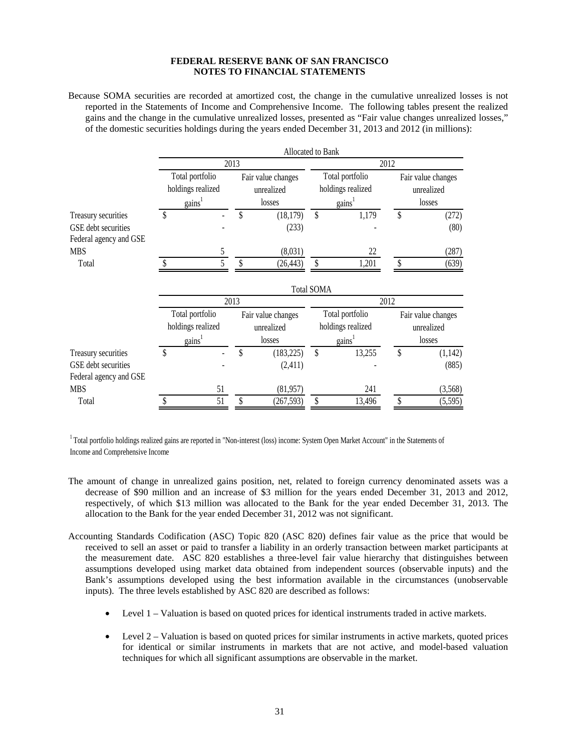Because SOMA securities are recorded at amortized cost, the change in the cumulative unrealized losses is not reported in the Statements of Income and Comprehensive Income. The following tables present the realized gains and the change in the cumulative unrealized losses, presented as "Fair value changes unrealized losses," of the domestic securities holdings during the years ended December 31, 2013 and 2012 (in millions):

| | Allocated to Bank | | | |
|---|---|---|---|---|
| | 2013 | | 2012 | |
| | Total portfolio holdings realized gains[1] | Fair value changes unrealized losses | Total portfolio holdings realized gains[1] | Fair value changes unrealized losses |
| Treasury securities | $ - | $ (18,179) | $ 1,179 | $ (272) |
| GSE debt securities | - | (233) | - | (80) |
| Federal agency and GSE MBS | 5 | (8,031) | 22 | (287) |
| Total | $ 5 | $ (26,443) | $ 1,201 | $ (639) |

| | Total SOMA | | | |
|---|---|---|---|---|
| | 2013 | | 2012 | |
| | Total portfolio holdings realized gains[1] | Fair value changes unrealized losses | Total portfolio holdings realized gains[1] | Fair value changes unrealized losses |
| Treasury securities | $ - | $ (183,225) | $ 13,255 | $ (1,142) |
| GSE debt securities | - | (2,411) | - | (885) |
| Federal agency and GSE MBS | 51 | (81,957) | 241 | (3,568) |
| Total | $ 51 | $ (267,593) | $ 13,496 | $ (5,595) |

[1] Total portfolio holdings realized gains are reported in "Non-interest (loss) income: System Open Market Account" in the Statements of Income and Comprehensive Income

The amount of change in unrealized gains position, net, related to foreign currency denominated assets was a decrease of $90 million and an increase of $3 million for the years ended December 31, 2013 and 2012, respectively, of which $13 million was allocated to the Bank for the year ended December 31, 2013. The allocation to the Bank for the year ended December 31, 2012 was not significant.

Accounting Standards Codification (ASC) Topic 820 (ASC 820) defines fair value as the price that would be received to sell an asset or paid to transfer a liability in an orderly transaction between market participants at the measurement date. ASC 820 establishes a three-level fair value hierarchy that distinguishes between assumptions developed using market data obtained from independent sources (observable inputs) and the Bank's assumptions developed using the best information available in the circumstances (unobservable inputs). The three levels established by ASC 820 are described as follows:

- Level 1 – Valuation is based on quoted prices for identical instruments traded in active markets.
- Level 2 – Valuation is based on quoted prices for similar instruments in active markets, quoted prices for identical or similar instruments in markets that are not active, and model-based valuation techniques for which all significant assumptions are observable in the market.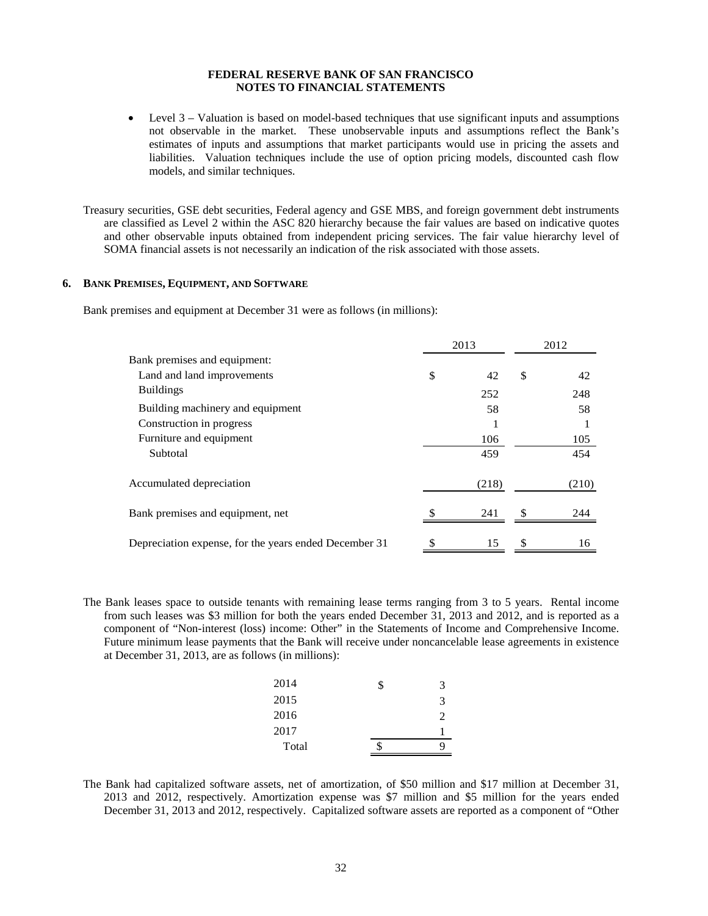- Level 3 – Valuation is based on model-based techniques that use significant inputs and assumptions not observable in the market. These unobservable inputs and assumptions reflect the Bank's estimates of inputs and assumptions that market participants would use in pricing the assets and liabilities. Valuation techniques include the use of option pricing models, discounted cash flow models, and similar techniques.

Treasury securities, GSE debt securities, Federal agency and GSE MBS, and foreign government debt instruments are classified as Level 2 within the ASC 820 hierarchy because the fair values are based on indicative quotes and other observable inputs obtained from independent pricing services. The fair value hierarchy level of SOMA financial assets is not necessarily an indication of the risk associated with those assets.

## 6. Bank Premises, Equipment, and Software

Bank premises and equipment at December 31 were as follows (in millions):

| | 2013 | 2012 |
|---|---|---|
| Bank premises and equipment: | | |
| Land and land improvements | $ 42 | $ 42 |
| Buildings | 252 | 248 |
| Building machinery and equipment | 58 | 58 |
| Construction in progress | 1 | 1 |
| Furniture and equipment | 106 | 105 |
| Subtotal | 459 | 454 |
| Accumulated depreciation | (218) | (210) |
| Bank premises and equipment, net | $ 241 | $ 244 |
| Depreciation expense, for the years ended December 31 | $ 15 | $ 16 |

The Bank leases space to outside tenants with remaining lease terms ranging from 3 to 5 years. Rental income from such leases was $3 million for both the years ended December 31, 2013 and 2012, and is reported as a component of "Non-interest (loss) income: Other" in the Statements of Income and Comprehensive Income. Future minimum lease payments that the Bank will receive under noncancelable lease agreements in existence at December 31, 2013, are as follows (in millions):

| | |
|---|---|
| 2014 | $ 3 |
| 2015 | 3 |
| 2016 | 2 |
| 2017 | 1 |
| Total | $ 9 |

The Bank had capitalized software assets, net of amortization, of $50 million and $17 million at December 31, 2013 and 2012, respectively. Amortization expense was $7 million and $5 million for the years ended December 31, 2013 and 2012, respectively. Capitalized software assets are reported as a component of "Other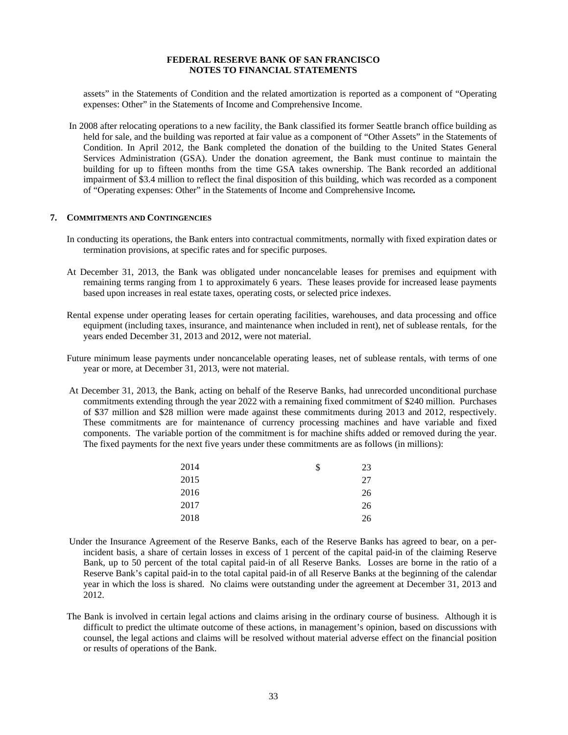assets" in the Statements of Condition and the related amortization is reported as a component of "Operating expenses: Other" in the Statements of Income and Comprehensive Income.

In 2008 after relocating operations to a new facility, the Bank classified its former Seattle branch office building as held for sale, and the building was reported at fair value as a component of "Other Assets" in the Statements of Condition. In April 2012, the Bank completed the donation of the building to the United States General Services Administration (GSA). Under the donation agreement, the Bank must continue to maintain the building for up to fifteen months from the time GSA takes ownership. The Bank recorded an additional impairment of $3.4 million to reflect the final disposition of this building, which was recorded as a component of "Operating expenses: Other" in the Statements of Income and Comprehensive Income**.**

## 7. COMMITMENTS AND CONTINGENCIES

In conducting its operations, the Bank enters into contractual commitments, normally with fixed expiration dates or termination provisions, at specific rates and for specific purposes.

At December 31, 2013, the Bank was obligated under noncancelable leases for premises and equipment with remaining terms ranging from 1 to approximately 6 years. These leases provide for increased lease payments based upon increases in real estate taxes, operating costs, or selected price indexes.

Rental expense under operating leases for certain operating facilities, warehouses, and data processing and office equipment (including taxes, insurance, and maintenance when included in rent), net of sublease rentals, for the years ended December 31, 2013 and 2012, were not material.

Future minimum lease payments under noncancelable operating leases, net of sublease rentals, with terms of one year or more, at December 31, 2013, were not material.

At December 31, 2013, the Bank, acting on behalf of the Reserve Banks, had unrecorded unconditional purchase commitments extending through the year 2022 with a remaining fixed commitment of $240 million. Purchases of $37 million and $28 million were made against these commitments during 2013 and 2012, respectively. These commitments are for maintenance of currency processing machines and have variable and fixed components. The variable portion of the commitment is for machine shifts added or removed during the year. The fixed payments for the next five years under these commitments are as follows (in millions):

| | |
|---|---|
| 2014 | $ 23 |
| 2015 | 27 |
| 2016 | 26 |
| 2017 | 26 |
| 2018 | 26 |

Under the Insurance Agreement of the Reserve Banks, each of the Reserve Banks has agreed to bear, on a per-incident basis, a share of certain losses in excess of 1 percent of the capital paid-in of the claiming Reserve Bank, up to 50 percent of the total capital paid-in of all Reserve Banks. Losses are borne in the ratio of a Reserve Bank's capital paid-in to the total capital paid-in of all Reserve Banks at the beginning of the calendar year in which the loss is shared. No claims were outstanding under the agreement at December 31, 2013 and 2012.

The Bank is involved in certain legal actions and claims arising in the ordinary course of business. Although it is difficult to predict the ultimate outcome of these actions, in management's opinion, based on discussions with counsel, the legal actions and claims will be resolved without material adverse effect on the financial position or results of operations of the Bank.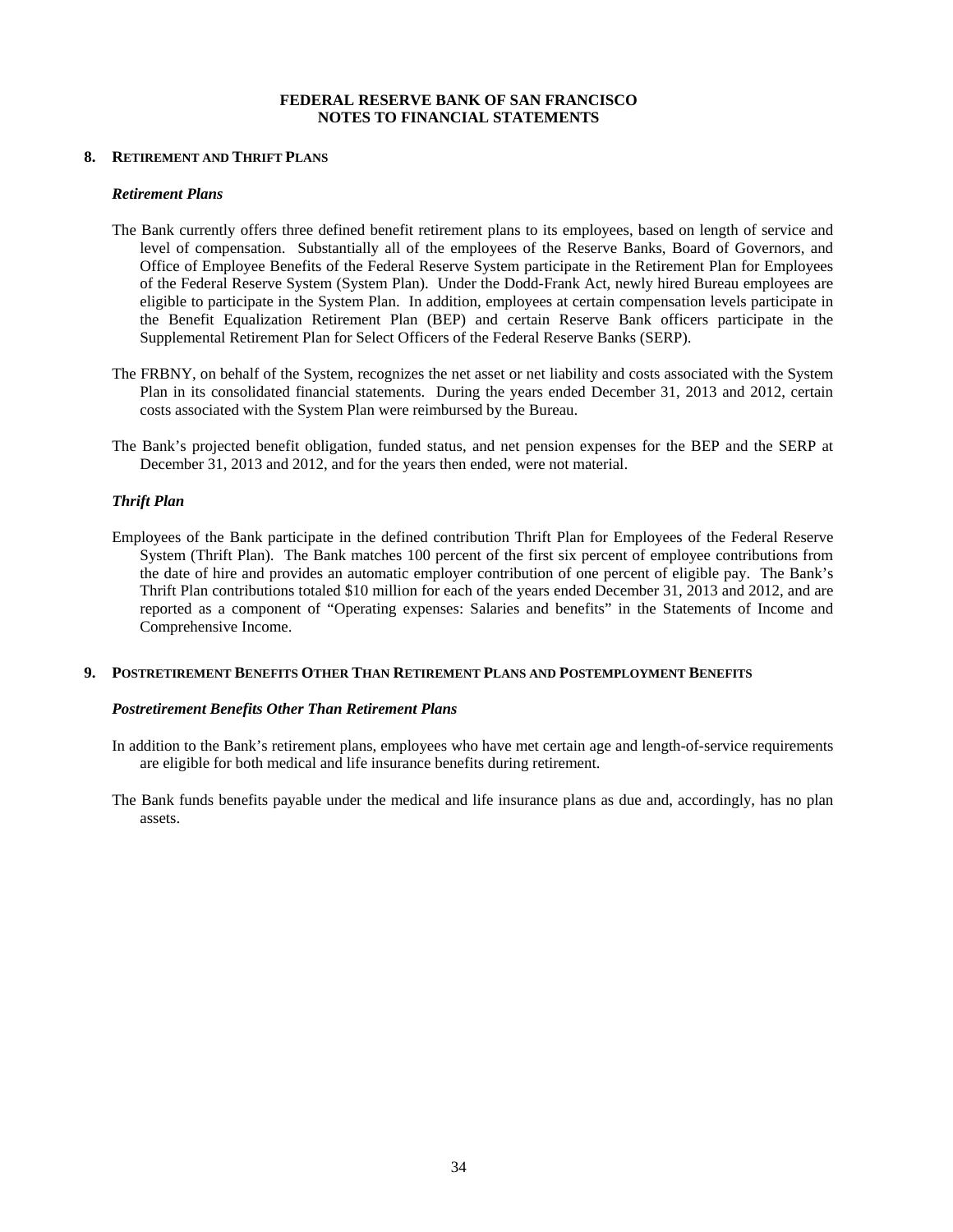## 8. Retirement and Thrift Plans

### *Retirement Plans*

The Bank currently offers three defined benefit retirement plans to its employees, based on length of service and level of compensation. Substantially all of the employees of the Reserve Banks, Board of Governors, and Office of Employee Benefits of the Federal Reserve System participate in the Retirement Plan for Employees of the Federal Reserve System (System Plan). Under the Dodd-Frank Act, newly hired Bureau employees are eligible to participate in the System Plan. In addition, employees at certain compensation levels participate in the Benefit Equalization Retirement Plan (BEP) and certain Reserve Bank officers participate in the Supplemental Retirement Plan for Select Officers of the Federal Reserve Banks (SERP).

The FRBNY, on behalf of the System, recognizes the net asset or net liability and costs associated with the System Plan in its consolidated financial statements. During the years ended December 31, 2013 and 2012, certain costs associated with the System Plan were reimbursed by the Bureau.

The Bank's projected benefit obligation, funded status, and net pension expenses for the BEP and the SERP at December 31, 2013 and 2012, and for the years then ended, were not material.

### *Thrift Plan*

Employees of the Bank participate in the defined contribution Thrift Plan for Employees of the Federal Reserve System (Thrift Plan). The Bank matches 100 percent of the first six percent of employee contributions from the date of hire and provides an automatic employer contribution of one percent of eligible pay. The Bank's Thrift Plan contributions totaled $10 million for each of the years ended December 31, 2013 and 2012, and are reported as a component of "Operating expenses: Salaries and benefits" in the Statements of Income and Comprehensive Income.

## 9. Postretirement Benefits Other Than Retirement Plans and Postemployment Benefits

### *Postretirement Benefits Other Than Retirement Plans*

In addition to the Bank's retirement plans, employees who have met certain age and length-of-service requirements are eligible for both medical and life insurance benefits during retirement.

The Bank funds benefits payable under the medical and life insurance plans as due and, accordingly, has no plan assets.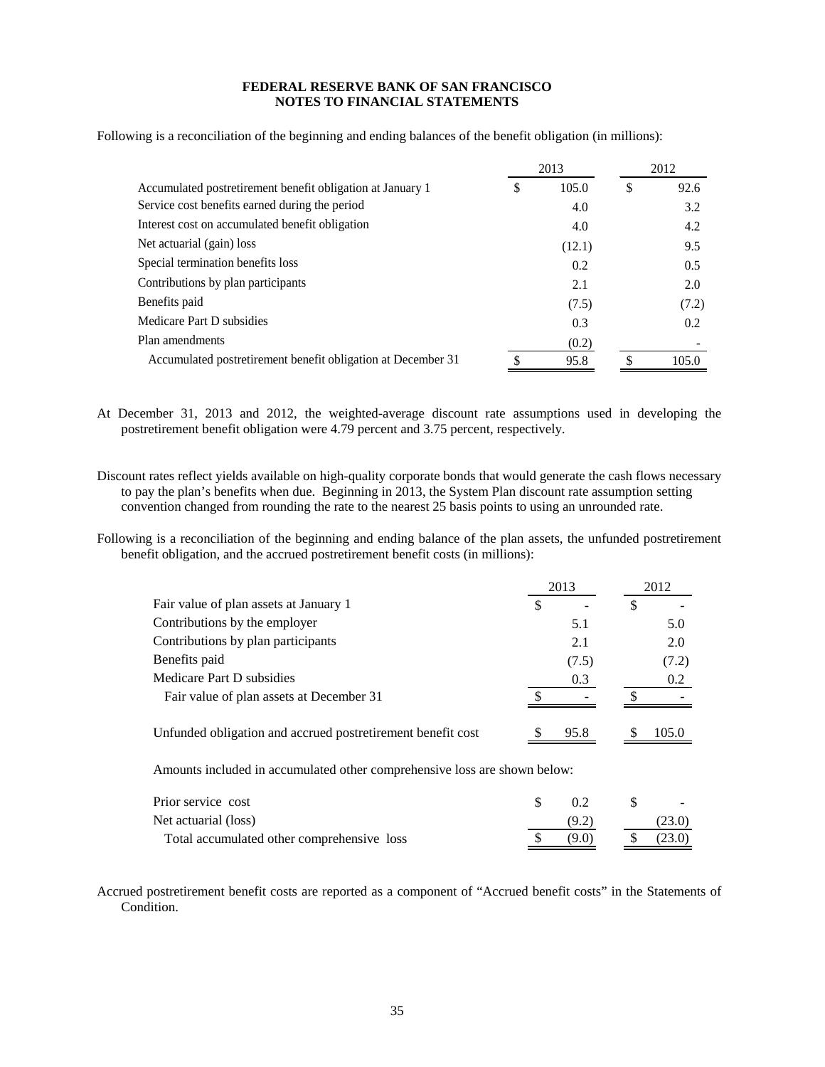Following is a reconciliation of the beginning and ending balances of the benefit obligation (in millions):

| | 2013 | 2012 |
|---|---|---|
| Accumulated postretirement benefit obligation at January 1 | $ 105.0 | $ 92.6 |
| Service cost benefits earned during the period | 4.0 | 3.2 |
| Interest cost on accumulated benefit obligation | 4.0 | 4.2 |
| Net actuarial (gain) loss | (12.1) | 9.5 |
| Special termination benefits loss | 0.2 | 0.5 |
| Contributions by plan participants | 2.1 | 2.0 |
| Benefits paid | (7.5) | (7.2) |
| Medicare Part D subsidies | 0.3 | 0.2 |
| Plan amendments | (0.2) | - |
| Accumulated postretirement benefit obligation at December 31 | $ 95.8 | $ 105.0 |

At December 31, 2013 and 2012, the weighted-average discount rate assumptions used in developing the postretirement benefit obligation were 4.79 percent and 3.75 percent, respectively.

Discount rates reflect yields available on high-quality corporate bonds that would generate the cash flows necessary to pay the plan's benefits when due. Beginning in 2013, the System Plan discount rate assumption setting convention changed from rounding the rate to the nearest 25 basis points to using an unrounded rate.

Following is a reconciliation of the beginning and ending balance of the plan assets, the unfunded postretirement benefit obligation, and the accrued postretirement benefit costs (in millions):

| | 2013 | 2012 |
|---|---|---|
| Fair value of plan assets at January 1 | $ - | $ - |
| Contributions by the employer | 5.1 | 5.0 |
| Contributions by plan participants | 2.1 | 2.0 |
| Benefits paid | (7.5) | (7.2) |
| Medicare Part D subsidies | 0.3 | 0.2 |
| Fair value of plan assets at December 31 | $ - | $ - |
| | | |
| Unfunded obligation and accrued postretirement benefit cost | $ 95.8 | $ 105.0 |
| | | |
| Amounts included in accumulated other comprehensive loss are shown below: | | |
| | | |
| Prior service cost | $ 0.2 | $ - |
| Net actuarial (loss) | (9.2) | (23.0) |
| Total accumulated other comprehensive loss | $ (9.0) | $ (23.0) |

Accrued postretirement benefit costs are reported as a component of "Accrued benefit costs" in the Statements of Condition.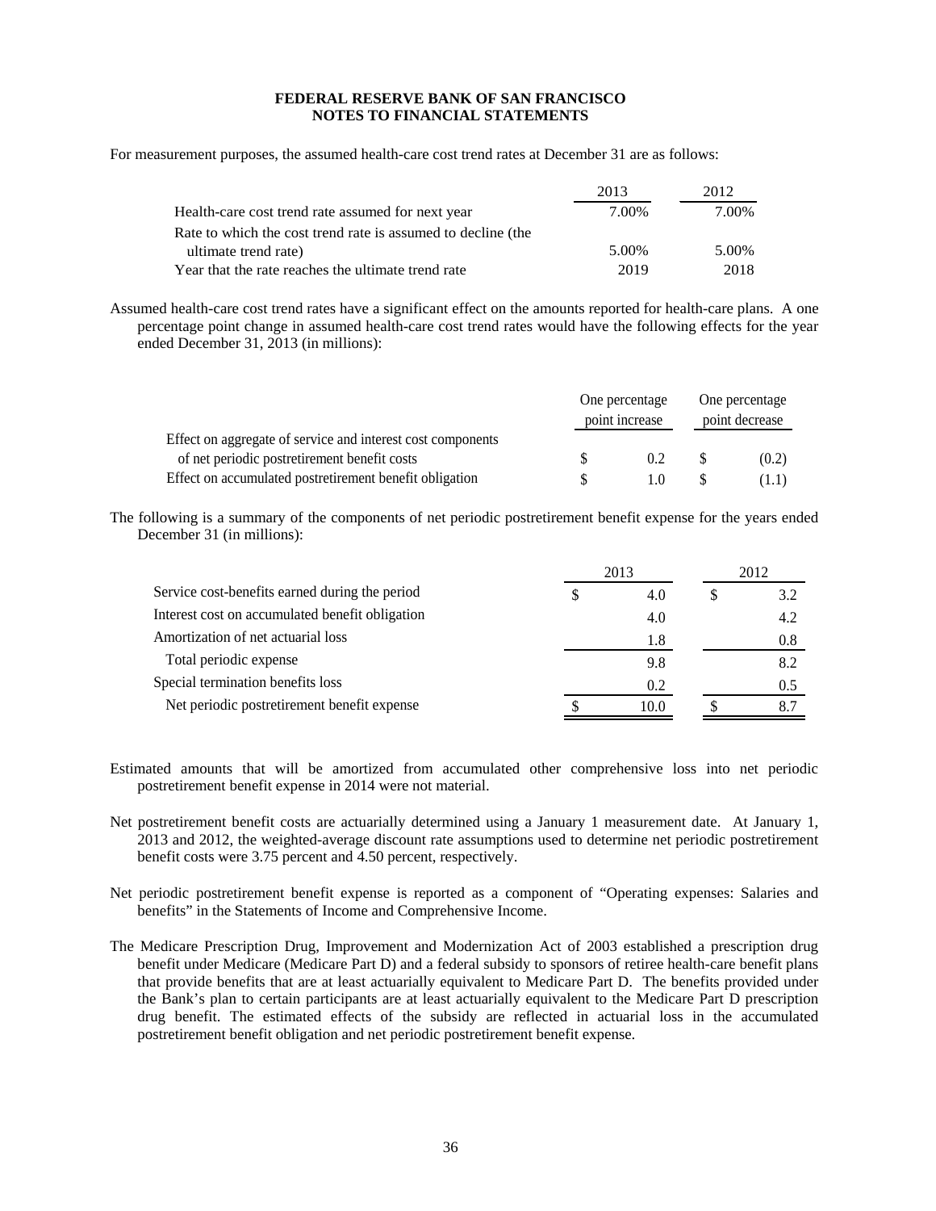**FEDERAL RESERVE BANK OF SAN FRANCISCO**
**NOTES TO FINANCIAL STATEMENTS**

For measurement purposes, the assumed health-care cost trend rates at December 31 are as follows:

| | 2013 | 2012 |
|---|---|---|
| Health-care cost trend rate assumed for next year | 7.00% | 7.00% |
| Rate to which the cost trend rate is assumed to decline (the ultimate trend rate) | 5.00% | 5.00% |
| Year that the rate reaches the ultimate trend rate | 2019 | 2018 |

Assumed health-care cost trend rates have a significant effect on the amounts reported for health-care plans. A one percentage point change in assumed health-care cost trend rates would have the following effects for the year ended December 31, 2013 (in millions):

| | One percentage point increase | One percentage point decrease |
|---|---|---|
| Effect on aggregate of service and interest cost components of net periodic postretirement benefit costs | $ 0.2 | $ (0.2) |
| Effect on accumulated postretirement benefit obligation | $ 1.0 | $ (1.1) |

The following is a summary of the components of net periodic postretirement benefit expense for the years ended December 31 (in millions):

| | 2013 | 2012 |
|---|---|---|
| Service cost-benefits earned during the period | $ 4.0 | $ 3.2 |
| Interest cost on accumulated benefit obligation | 4.0 | 4.2 |
| Amortization of net actuarial loss | 1.8 | 0.8 |
| Total periodic expense | 9.8 | 8.2 |
| Special termination benefits loss | 0.2 | 0.5 |
| Net periodic postretirement benefit expense | $ 10.0 | $ 8.7 |

Estimated amounts that will be amortized from accumulated other comprehensive loss into net periodic postretirement benefit expense in 2014 were not material.

Net postretirement benefit costs are actuarially determined using a January 1 measurement date. At January 1, 2013 and 2012, the weighted-average discount rate assumptions used to determine net periodic postretirement benefit costs were 3.75 percent and 4.50 percent, respectively.

Net periodic postretirement benefit expense is reported as a component of "Operating expenses: Salaries and benefits" in the Statements of Income and Comprehensive Income.

The Medicare Prescription Drug, Improvement and Modernization Act of 2003 established a prescription drug benefit under Medicare (Medicare Part D) and a federal subsidy to sponsors of retiree health-care benefit plans that provide benefits that are at least actuarially equivalent to Medicare Part D. The benefits provided under the Bank's plan to certain participants are at least actuarially equivalent to the Medicare Part D prescription drug benefit. The estimated effects of the subsidy are reflected in actuarial loss in the accumulated postretirement benefit obligation and net periodic postretirement benefit expense.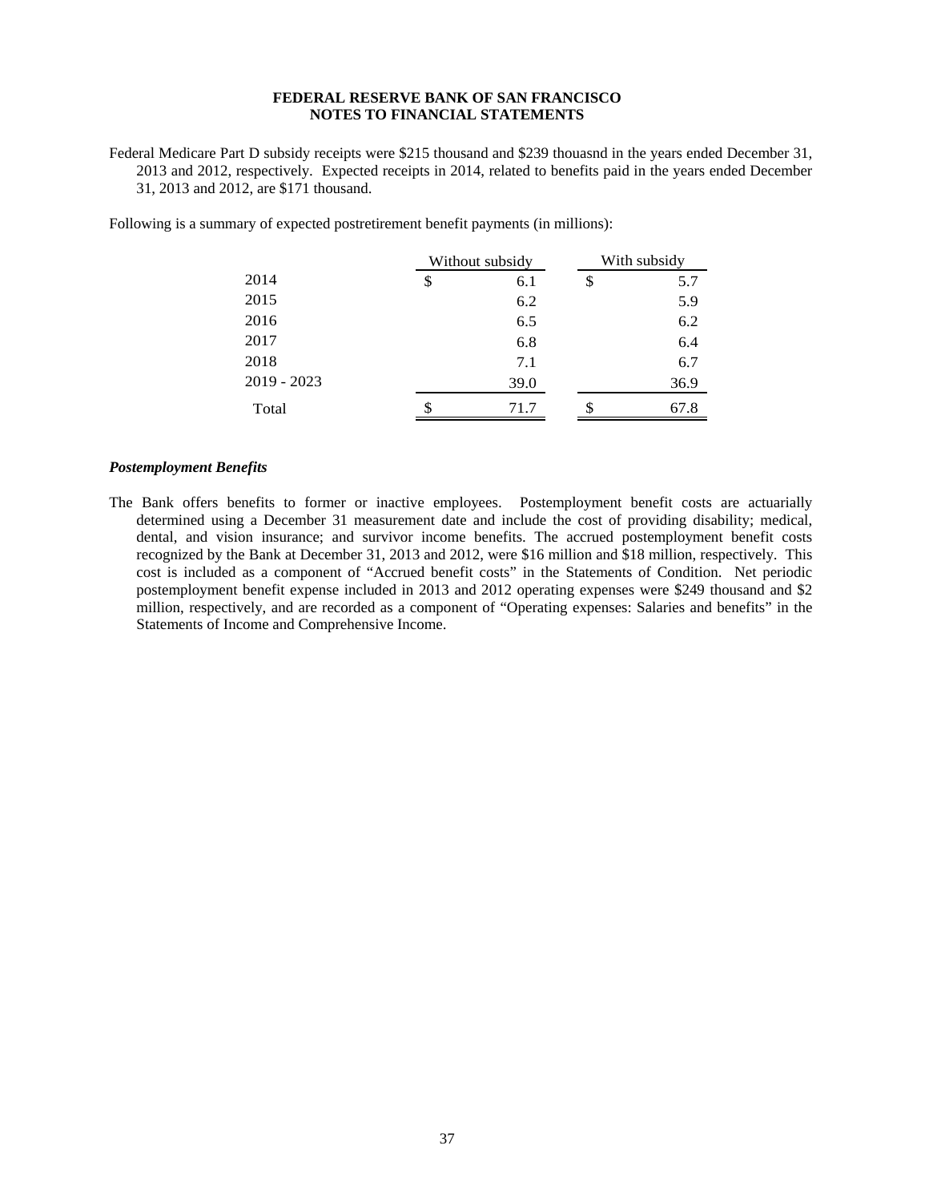Federal Medicare Part D subsidy receipts were $215 thousand and $239 thouasnd in the years ended December 31, 2013 and 2012, respectively. Expected receipts in 2014, related to benefits paid in the years ended December 31, 2013 and 2012, are $171 thousand.

Following is a summary of expected postretirement benefit payments (in millions):

| | Without subsidy | With subsidy |
|---|---|---|
| 2014 | $ 6.1 | $ 5.7 |
| 2015 | 6.2 | 5.9 |
| 2016 | 6.5 | 6.2 |
| 2017 | 6.8 | 6.4 |
| 2018 | 7.1 | 6.7 |
| 2019 - 2023 | 39.0 | 36.9 |
| Total | $ 71.7 | $ 67.8 |

### *Postemployment Benefits*

The Bank offers benefits to former or inactive employees. Postemployment benefit costs are actuarially determined using a December 31 measurement date and include the cost of providing disability; medical, dental, and vision insurance; and survivor income benefits. The accrued postemployment benefit costs recognized by the Bank at December 31, 2013 and 2012, were $16 million and $18 million, respectively. This cost is included as a component of "Accrued benefit costs" in the Statements of Condition. Net periodic postemployment benefit expense included in 2013 and 2012 operating expenses were $249 thousand and $2 million, respectively, and are recorded as a component of "Operating expenses: Salaries and benefits" in the Statements of Income and Comprehensive Income.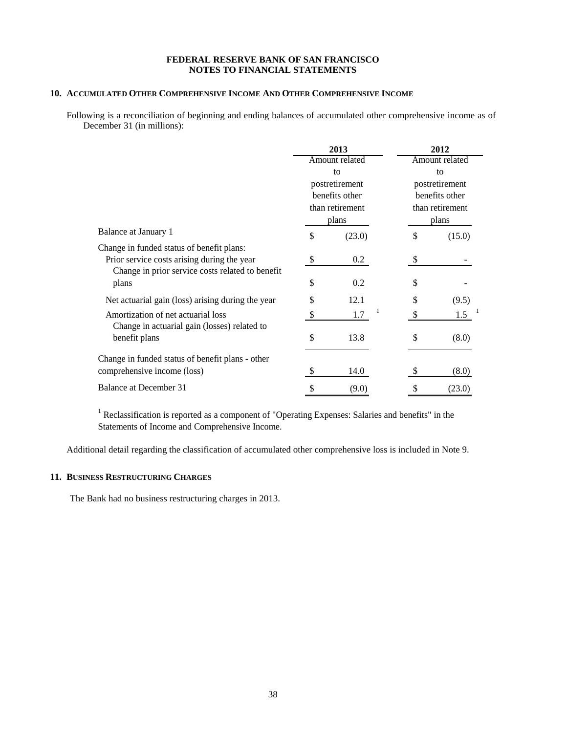**FEDERAL RESERVE BANK OF SAN FRANCISCO**
**NOTES TO FINANCIAL STATEMENTS**

## 10. ACCUMULATED OTHER COMPREHENSIVE INCOME AND OTHER COMPREHENSIVE INCOME

Following is a reconciliation of beginning and ending balances of accumulated other comprehensive income as of December 31 (in millions):

| | 2013 | 2012 |
|---|---|---|
| | Amount related to postretirement benefits other than retirement plans | Amount related to postretirement benefits other than retirement plans |
| Balance at January 1 | $ (23.0) | $ (15.0) |
| Change in funded status of benefit plans: | | |
| Prior service costs arising during the year | $ 0.2 | $ - |
| Change in prior service costs related to benefit plans | $ 0.2 | $ - |
| Net actuarial gain (loss) arising during the year | $ 12.1 | $ (9.5) |
| Amortization of net actuarial loss | $ 1.7 [1] | $ 1.5 [1] |
| Change in actuarial gain (losses) related to benefit plans | $ 13.8 | $ (8.0) |
| Change in funded status of benefit plans - other comprehensive income (loss) | $ 14.0 | $ (8.0) |
| Balance at December 31 | $ (9.0) | $ (23.0) |

[1] Reclassification is reported as a component of "Operating Expenses: Salaries and benefits" in the Statements of Income and Comprehensive Income.

Additional detail regarding the classification of accumulated other comprehensive loss is included in Note 9.

## 11. BUSINESS RESTRUCTURING CHARGES

The Bank had no business restructuring charges in 2013.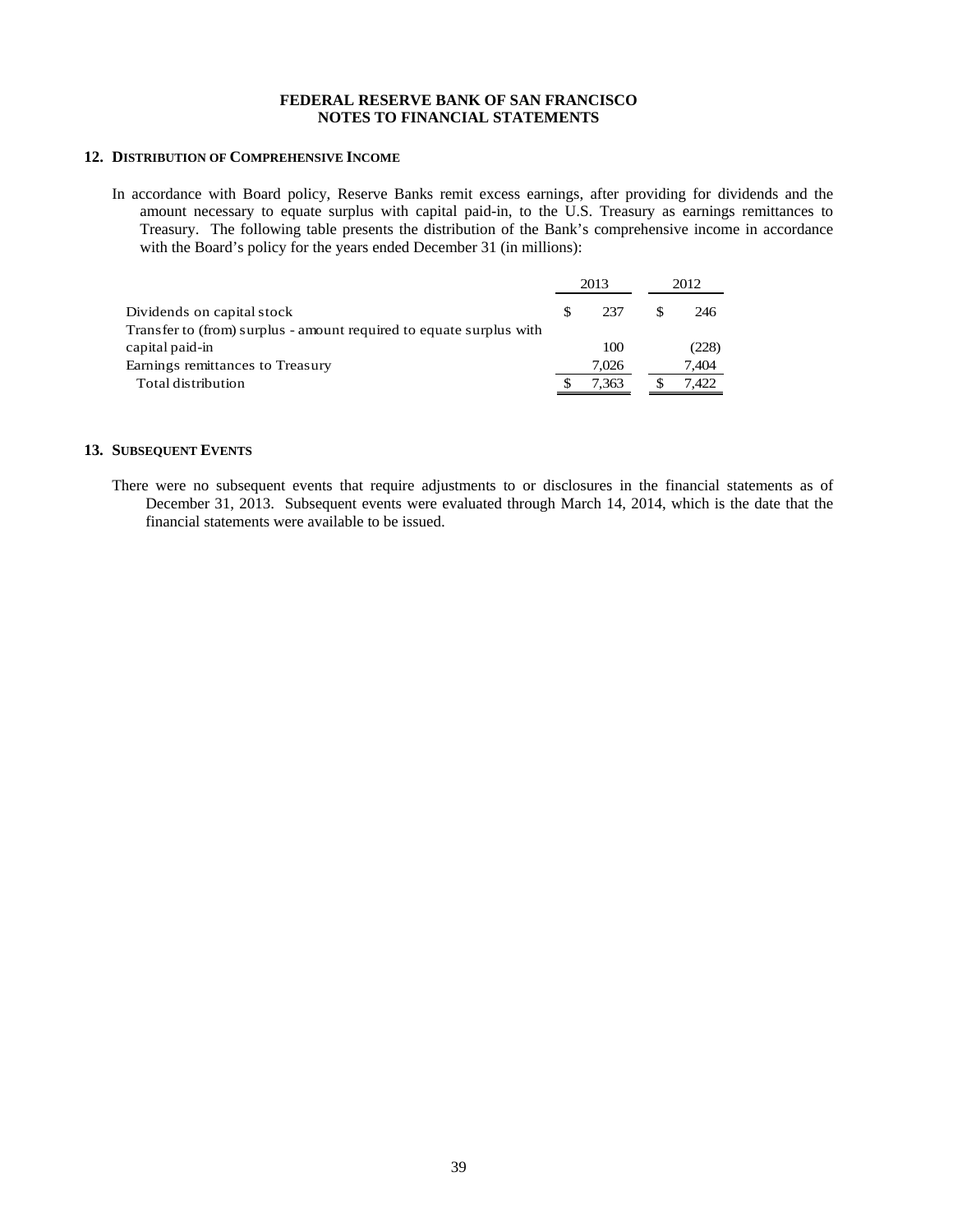**FEDERAL RESERVE BANK OF SAN FRANCISCO**
**NOTES TO FINANCIAL STATEMENTS**

## 12. DISTRIBUTION OF COMPREHENSIVE INCOME

In accordance with Board policy, Reserve Banks remit excess earnings, after providing for dividends and the amount necessary to equate surplus with capital paid-in, to the U.S. Treasury as earnings remittances to Treasury. The following table presents the distribution of the Bank's comprehensive income in accordance with the Board's policy for the years ended December 31 (in millions):

| | 2013 | 2012 |
|---|---|---|
| Dividends on capital stock | $ 237 | $ 246 |
| Transfer to (from) surplus - amount required to equate surplus with capital paid-in | 100 | (228) |
| Earnings remittances to Treasury | 7,026 | 7,404 |
| Total distribution | $ 7,363 | $ 7,422 |

## 13. SUBSEQUENT EVENTS

There were no subsequent events that require adjustments to or disclosures in the financial statements as of December 31, 2013. Subsequent events were evaluated through March 14, 2014, which is the date that the financial statements were available to be issued.